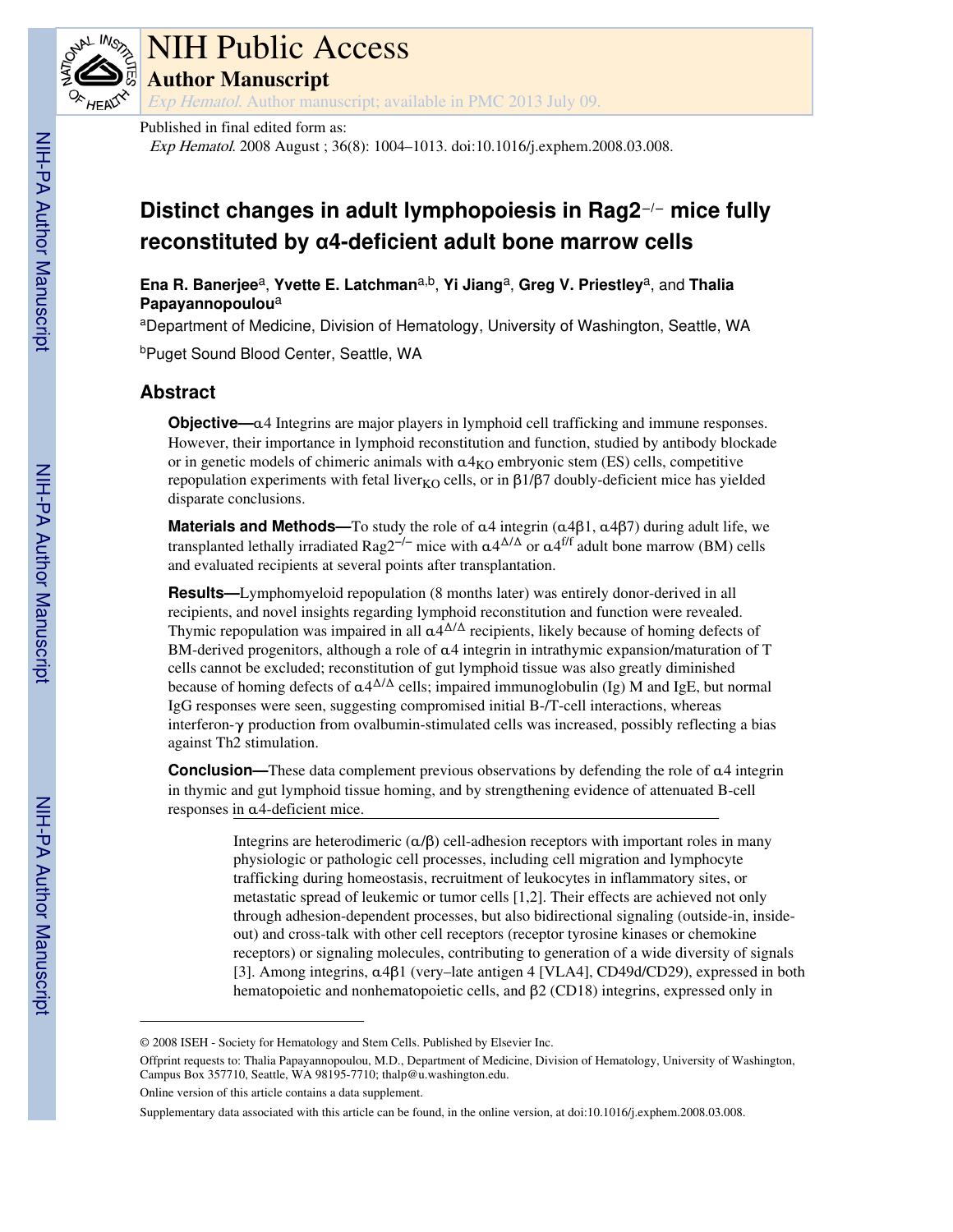# NIH Public Access

## Author Manuscript

*Exp Hematol.* Author manuscript; available in PMC 2013 July 09.

Published in final edited form as:

*Exp Hematol*. 2008 August ; 36(8): 1004–1013. doi:10.1016/j.exphem.2008.03.008.

# Distinct changes in adult lymphopoiesis in Rag2$^{-/-}$ mice fully reconstituted by α4-deficient adult bone marrow cells

**Ena R. Banerjee**[a], **Yvette E. Latchman**[a,b], **Yi Jiang**[a], **Greg V. Priestley**[a], and **Thalia Papayannopoulou**[a]

[a]Department of Medicine, Division of Hematology, University of Washington, Seattle, WA

[b]Puget Sound Blood Center, Seattle, WA

## Abstract

**Objective—**α4 Integrins are major players in lymphoid cell trafficking and immune responses. However, their importance in lymphoid reconstitution and function, studied by antibody blockade or in genetic models of chimeric animals with $\alpha 4_{KO}$ embryonic stem (ES) cells, competitive repopulation experiments with fetal $liver_{KO}$ cells, or in β1/β7 doubly-deficient mice has yielded disparate conclusions.

**Materials and Methods—**To study the role of α4 integrin (α4β1, α4β7) during adult life, we transplanted lethally irradiated Rag2$^{-/-}$ mice with $\alpha 4^{\Delta/\Delta}$ or $\alpha 4^{f/f}$ adult bone marrow (BM) cells and evaluated recipients at several points after transplantation.

**Results—**Lymphomyeloid repopulation (8 months later) was entirely donor-derived in all recipients, and novel insights regarding lymphoid reconstitution and function were revealed. Thymic repopulation was impaired in all $\alpha 4^{\Delta/\Delta}$ recipients, likely because of homing defects of BM-derived progenitors, although a role of α4 integrin in intrathymic expansion/maturation of T cells cannot be excluded; reconstitution of gut lymphoid tissue was also greatly diminished because of homing defects of $\alpha 4^{\Delta/\Delta}$ cells; impaired immunoglobulin (Ig) M and IgE, but normal IgG responses were seen, suggesting compromised initial B-/T-cell interactions, whereas interferon-γ production from ovalbumin-stimulated cells was increased, possibly reflecting a bias against Th2 stimulation.

**Conclusion—**These data complement previous observations by defending the role of α4 integrin in thymic and gut lymphoid tissue homing, and by strengthening evidence of attenuated B-cell responses in α4-deficient mice.

Integrins are heterodimeric (α/β) cell-adhesion receptors with important roles in many physiologic or pathologic cell processes, including cell migration and lymphocyte trafficking during homeostasis, recruitment of leukocytes in inflammatory sites, or metastatic spread of leukemic or tumor cells [1,2]. Their effects are achieved not only through adhesion-dependent processes, but also bidirectional signaling (outside-in, inside-out) and cross-talk with other cell receptors (receptor tyrosine kinases or chemokine receptors) or signaling molecules, contributing to generation of a wide diversity of signals [3]. Among integrins, α4β1 (very–late antigen 4 [VLA4], CD49d/CD29), expressed in both hematopoietic and nonhematopoietic cells, and β2 (CD18) integrins, expressed only in

© 2008 ISEH - Society for Hematology and Stem Cells. Published by Elsevier Inc.

Offprint requests to: Thalia Papayannopoulou, M.D., Department of Medicine, Division of Hematology, University of Washington, Campus Box 357710, Seattle, WA 98195-7710; thalp@u.washington.edu.

Online version of this article contains a data supplement.

Supplementary data associated with this article can be found, in the online version, at doi:10.1016/j.exphem.2008.03.008.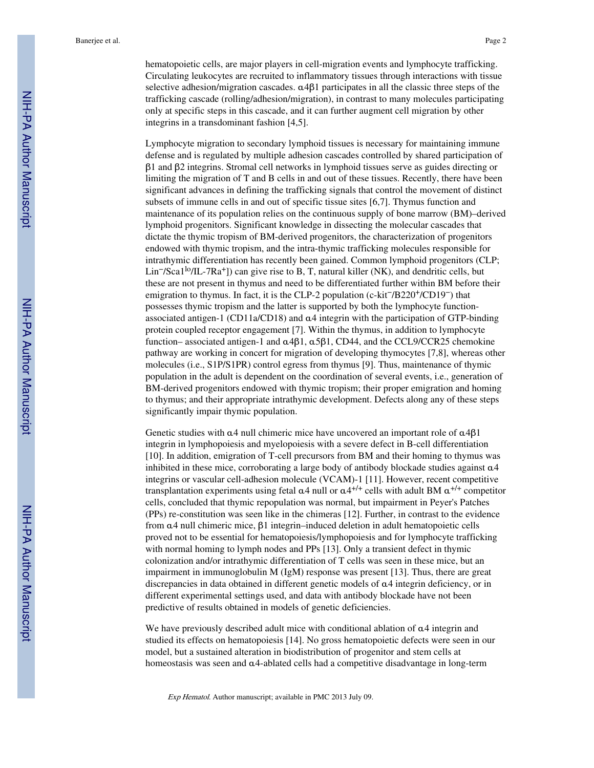hematopoietic cells, are major players in cell-migration events and lymphocyte trafficking. Circulating leukocytes are recruited to inflammatory tissues through interactions with tissue selective adhesion/migration cascades. α4β1 participates in all the classic three steps of the trafficking cascade (rolling/adhesion/migration), in contrast to many molecules participating only at specific steps in this cascade, and it can further augment cell migration by other integrins in a transdominant fashion [4,5].

Lymphocyte migration to secondary lymphoid tissues is necessary for maintaining immune defense and is regulated by multiple adhesion cascades controlled by shared participation of β1 and β2 integrins. Stromal cell networks in lymphoid tissues serve as guides directing or limiting the migration of T and B cells in and out of these tissues. Recently, there have been significant advances in defining the trafficking signals that control the movement of distinct subsets of immune cells in and out of specific tissue sites [6,7]. Thymus function and maintenance of its population relies on the continuous supply of bone marrow (BM)–derived lymphoid progenitors. Significant knowledge in dissecting the molecular cascades that dictate the thymic tropism of BM-derived progenitors, the characterization of progenitors endowed with thymic tropism, and the intra-thymic trafficking molecules responsible for intrathymic differentiation has recently been gained. Common lymphoid progenitors (CLP; Lin$^{-}$/Sca1$^{lo}$/IL-7Ra$^{+}$]) can give rise to B, T, natural killer (NK), and dendritic cells, but these are not present in thymus and need to be differentiated further within BM before their emigration to thymus. In fact, it is the CLP-2 population (c-kit$^{-}$/B220$^{+}$/CD19$^{-}$) that possesses thymic tropism and the latter is supported by both the lymphocyte function-associated antigen-1 (CD11a/CD18) and α4 integrin with the participation of GTP-binding protein coupled receptor engagement [7]. Within the thymus, in addition to lymphocyte function– associated antigen-1 and α4β1, α5β1, CD44, and the CCL9/CCR25 chemokine pathway are working in concert for migration of developing thymocytes [7,8], whereas other molecules (i.e., S1P/S1PR) control egress from thymus [9]. Thus, maintenance of thymic population in the adult is dependent on the coordination of several events, i.e., generation of BM-derived progenitors endowed with thymic tropism; their proper emigration and homing to thymus; and their appropriate intrathymic development. Defects along any of these steps significantly impair thymic population.

Genetic studies with α4 null chimeric mice have uncovered an important role of α4β1 integrin in lymphopoiesis and myelopoiesis with a severe defect in B-cell differentiation [10]. In addition, emigration of T-cell precursors from BM and their homing to thymus was inhibited in these mice, corroborating a large body of antibody blockade studies against α4 integrins or vascular cell-adhesion molecule (VCAM)-1 [11]. However, recent competitive transplantation experiments using fetal α4 null or α4$^{+/+}$ cells with adult BM α$^{+/+}$ competitor cells, concluded that thymic repopulation was normal, but impairment in Peyer's Patches (PPs) re-constitution was seen like in the chimeras [12]. Further, in contrast to the evidence from α4 null chimeric mice, β1 integrin–induced deletion in adult hematopoietic cells proved not to be essential for hematopoiesis/lymphopoiesis and for lymphocyte trafficking with normal homing to lymph nodes and PPs [13]. Only a transient defect in thymic colonization and/or intrathymic differentiation of T cells was seen in these mice, but an impairment in immunoglobulin M (IgM) response was present [13]. Thus, there are great discrepancies in data obtained in different genetic models of α4 integrin deficiency, or in different experimental settings used, and data with antibody blockade have not been predictive of results obtained in models of genetic deficiencies.

We have previously described adult mice with conditional ablation of α4 integrin and studied its effects on hematopoiesis [14]. No gross hematopoietic defects were seen in our model, but a sustained alteration in biodistribution of progenitor and stem cells at homeostasis was seen and α4-ablated cells had a competitive disadvantage in long-term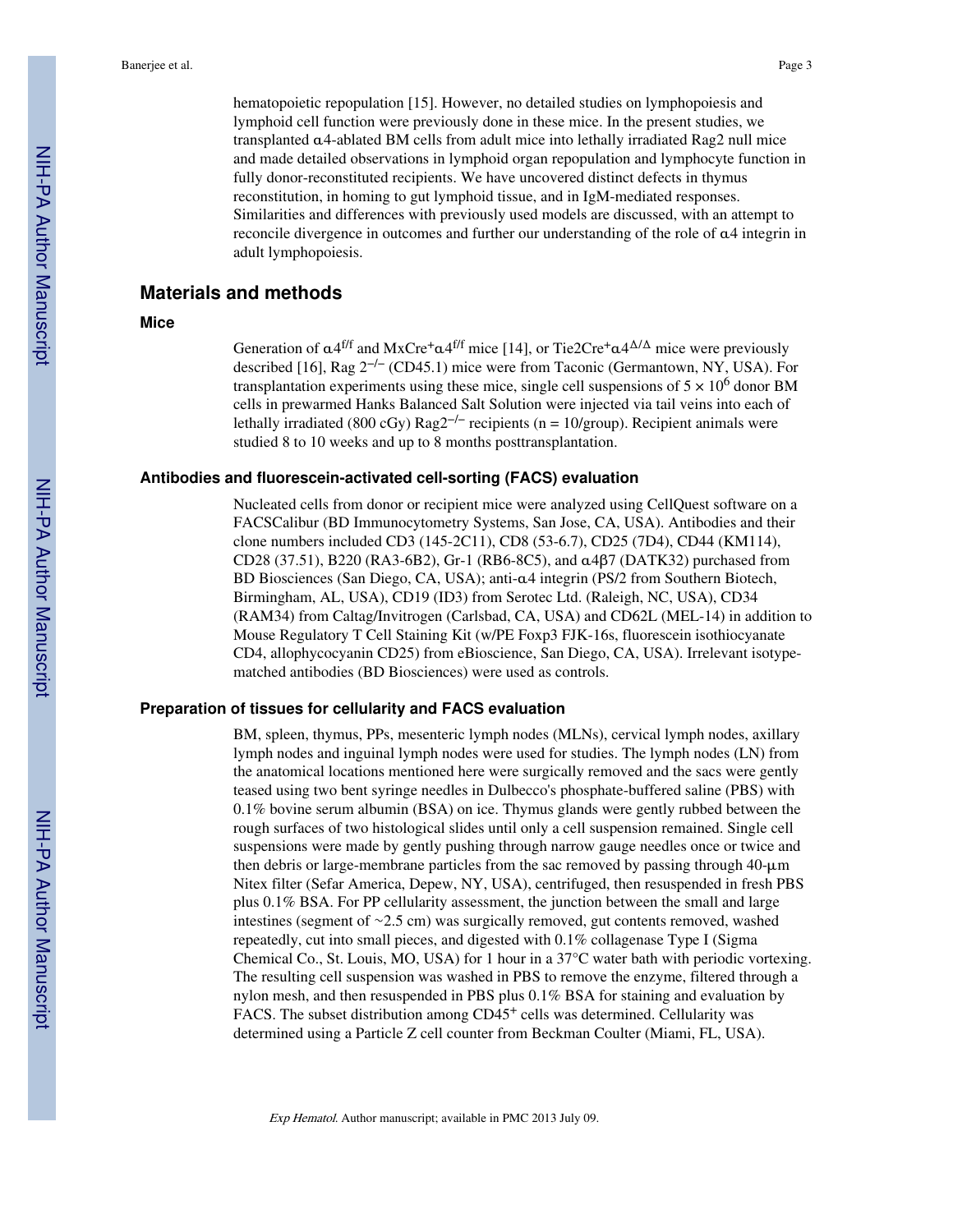hematopoietic repopulation [15]. However, no detailed studies on lymphopoiesis and lymphoid cell function were previously done in these mice. In the present studies, we transplanted α4-ablated BM cells from adult mice into lethally irradiated Rag2 null mice and made detailed observations in lymphoid organ repopulation and lymphocyte function in fully donor-reconstituted recipients. We have uncovered distinct defects in thymus reconstitution, in homing to gut lymphoid tissue, and in IgM-mediated responses. Similarities and differences with previously used models are discussed, with an attempt to reconcile divergence in outcomes and further our understanding of the role of α4 integrin in adult lymphopoiesis.

## Materials and methods

### Mice

Generation of $\alpha 4^{f/f}$ and $MxCre^{+}\alpha 4^{f/f}$ mice [14], or $Tie2Cre^{+}\alpha 4^{\Delta/\Delta}$ mice were previously described [16], Rag $2^{-/-}$ (CD45.1) mice were from Taconic (Germantown, NY, USA). For transplantation experiments using these mice, single cell suspensions of $5 \times 10^{6}$ donor BM cells in prewarmed Hanks Balanced Salt Solution were injected via tail veins into each of lethally irradiated (800 cGy) $Rag2^{-/-}$ recipients (n = 10/group). Recipient animals were studied 8 to 10 weeks and up to 8 months posttransplantation.

### Antibodies and fluorescein-activated cell-sorting (FACS) evaluation

Nucleated cells from donor or recipient mice were analyzed using CellQuest software on a FACSCalibur (BD Immunocytometry Systems, San Jose, CA, USA). Antibodies and their clone numbers included CD3 (145-2C11), CD8 (53-6.7), CD25 (7D4), CD44 (KM114), CD28 (37.51), B220 (RA3-6B2), Gr-1 (RB6-8C5), and α4β7 (DATK32) purchased from BD Biosciences (San Diego, CA, USA); anti-α4 integrin (PS/2 from Southern Biotech, Birmingham, AL, USA), CD19 (ID3) from Serotec Ltd. (Raleigh, NC, USA), CD34 (RAM34) from Caltag/Invitrogen (Carlsbad, CA, USA) and CD62L (MEL-14) in addition to Mouse Regulatory T Cell Staining Kit (w/PE Foxp3 FJK-16s, fluorescein isothiocyanate CD4, allophycocyanin CD25) from eBioscience, San Diego, CA, USA). Irrelevant isotype-matched antibodies (BD Biosciences) were used as controls.

### Preparation of tissues for cellularity and FACS evaluation

BM, spleen, thymus, PPs, mesenteric lymph nodes (MLNs), cervical lymph nodes, axillary lymph nodes and inguinal lymph nodes were used for studies. The lymph nodes (LN) from the anatomical locations mentioned here were surgically removed and the sacs were gently teased using two bent syringe needles in Dulbecco's phosphate-buffered saline (PBS) with 0.1% bovine serum albumin (BSA) on ice. Thymus glands were gently rubbed between the rough surfaces of two histological slides until only a cell suspension remained. Single cell suspensions were made by gently pushing through narrow gauge needles once or twice and then debris or large-membrane particles from the sac removed by passing through 40-μm Nitex filter (Sefar America, Depew, NY, USA), centrifuged, then resuspended in fresh PBS plus 0.1% BSA. For PP cellularity assessment, the junction between the small and large intestines (segment of ~2.5 cm) was surgically removed, gut contents removed, washed repeatedly, cut into small pieces, and digested with 0.1% collagenase Type I (Sigma Chemical Co., St. Louis, MO, USA) for 1 hour in a 37°C water bath with periodic vortexing. The resulting cell suspension was washed in PBS to remove the enzyme, filtered through a nylon mesh, and then resuspended in PBS plus 0.1% BSA for staining and evaluation by FACS. The subset distribution among $CD45^{+}$ cells was determined. Cellularity was determined using a Particle Z cell counter from Beckman Coulter (Miami, FL, USA).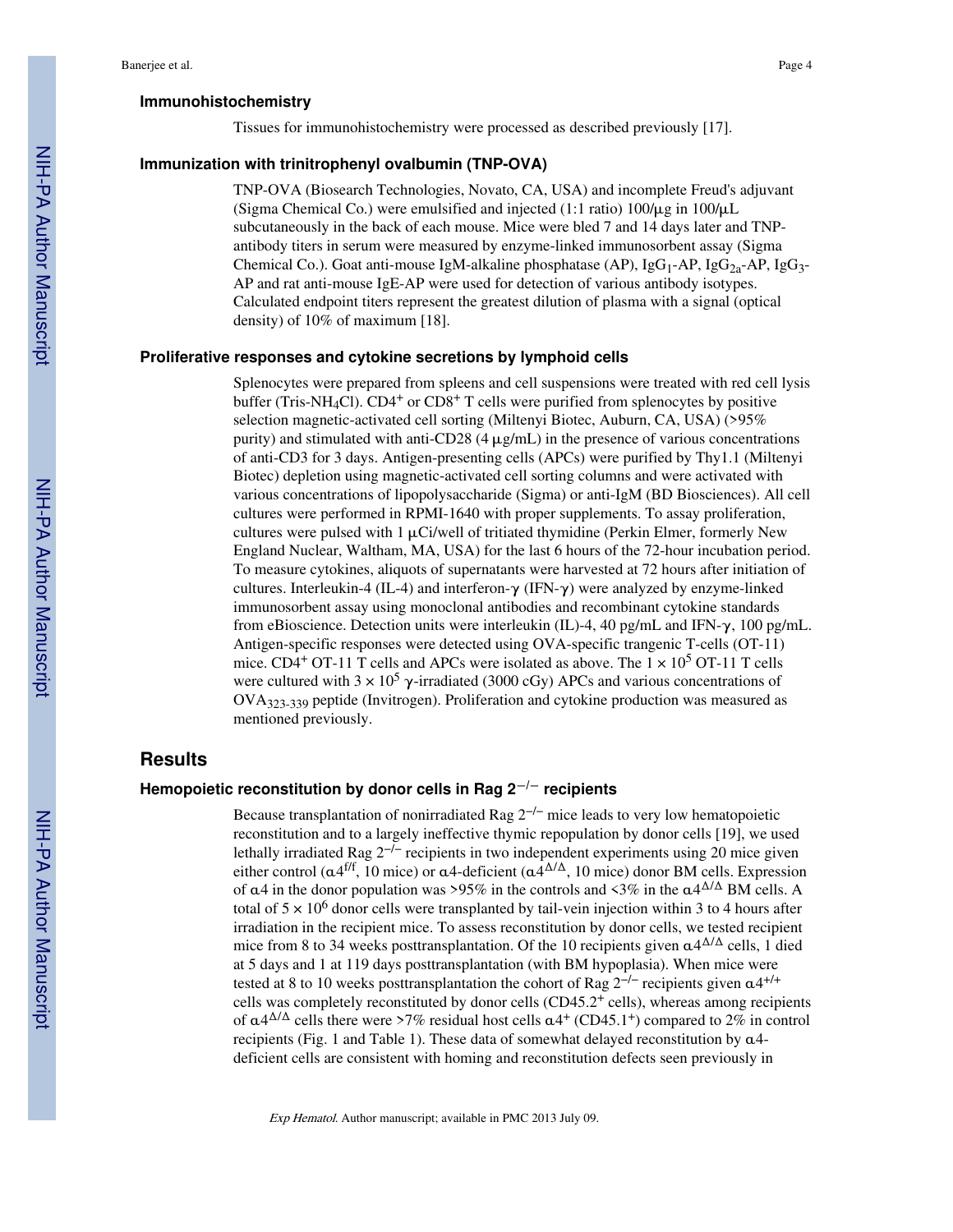### Immunohistochemistry

Tissues for immunohistochemistry were processed as described previously [17].

### Immunization with trinitrophenyl ovalbumin (TNP-OVA)

TNP-OVA (Biosearch Technologies, Novato, CA, USA) and incomplete Freud's adjuvant (Sigma Chemical Co.) were emulsified and injected (1:1 ratio) 100/μg in 100/μL subcutaneously in the back of each mouse. Mice were bled 7 and 14 days later and TNP-antibody titers in serum were measured by enzyme-linked immunosorbent assay (Sigma Chemical Co.). Goat anti-mouse IgM-alkaline phosphatase (AP), $IgG_1$-AP, $IgG_{2a}$-AP, $IgG_3$-AP and rat anti-mouse IgE-AP were used for detection of various antibody isotypes. Calculated endpoint titers represent the greatest dilution of plasma with a signal (optical density) of 10% of maximum [18].

### Proliferative responses and cytokine secretions by lymphoid cells

Splenocytes were prepared from spleens and cell suspensions were treated with red cell lysis buffer (Tris-$NH_4Cl$). $CD4^+$ or $CD8^+$ T cells were purified from splenocytes by positive selection magnetic-activated cell sorting (Miltenyi Biotec, Auburn, CA, USA) (>95% purity) and stimulated with anti-CD28 (4 μg/mL) in the presence of various concentrations of anti-CD3 for 3 days. Antigen-presenting cells (APCs) were purified by Thy1.1 (Miltenyi Biotec) depletion using magnetic-activated cell sorting columns and were activated with various concentrations of lipopolysaccharide (Sigma) or anti-IgM (BD Biosciences). All cell cultures were performed in RPMI-1640 with proper supplements. To assay proliferation, cultures were pulsed with 1 μCi/well of tritiated thymidine (Perkin Elmer, formerly New England Nuclear, Waltham, MA, USA) for the last 6 hours of the 72-hour incubation period. To measure cytokines, aliquots of supernatants were harvested at 72 hours after initiation of cultures. Interleukin-4 (IL-4) and interferon-γ (IFN-γ) were analyzed by enzyme-linked immunosorbent assay using monoclonal antibodies and recombinant cytokine standards from eBioscience. Detection units were interleukin (IL)-4, 40 pg/mL and IFN-γ, 100 pg/mL. Antigen-specific responses were detected using OVA-specific trangenic T-cells (OT-11) mice. $CD4^+$ OT-11 T cells and APCs were isolated as above. The $1 \times 10^5$ OT-11 T cells were cultured with $3 \times 10^5$ γ-irradiated (3000 cGy) APCs and various concentrations of $OVA_{323-339}$ peptide (Invitrogen). Proliferation and cytokine production was measured as mentioned previously.

## Results

### Hemopoietic reconstitution by donor cells in Rag $2^{-/-}$ recipients

Because transplantation of nonirradiated Rag $2^{-/-}$ mice leads to very low hematopoietic reconstitution and to a largely ineffective thymic repopulation by donor cells [19], we used lethally irradiated Rag $2^{-/-}$ recipients in two independent experiments using 20 mice given either control ($\alpha4^{f/f}$, 10 mice) or α4-deficient ($\alpha4^{\Delta/\Delta}$, 10 mice) donor BM cells. Expression of α4 in the donor population was >95% in the controls and <3% in the $\alpha4^{\Delta/\Delta}$ BM cells. A total of $5 \times 10^6$ donor cells were transplanted by tail-vein injection within 3 to 4 hours after irradiation in the recipient mice. To assess reconstitution by donor cells, we tested recipient mice from 8 to 34 weeks posttransplantation. Of the 10 recipients given $\alpha4^{\Delta/\Delta}$ cells, 1 died at 5 days and 1 at 119 days posttransplantation (with BM hypoplasia). When mice were tested at 8 to 10 weeks posttransplantation the cohort of Rag $2^{-/-}$ recipients given $\alpha4^{+/+}$ cells was completely reconstituted by donor cells ($CD45.2^+$ cells), whereas among recipients of $\alpha4^{\Delta/\Delta}$ cells there were >7% residual host cells $\alpha4^+$ ($CD45.1^+$) compared to 2% in control recipients (Fig. 1 and Table 1). These data of somewhat delayed reconstitution by α4-deficient cells are consistent with homing and reconstitution defects seen previously in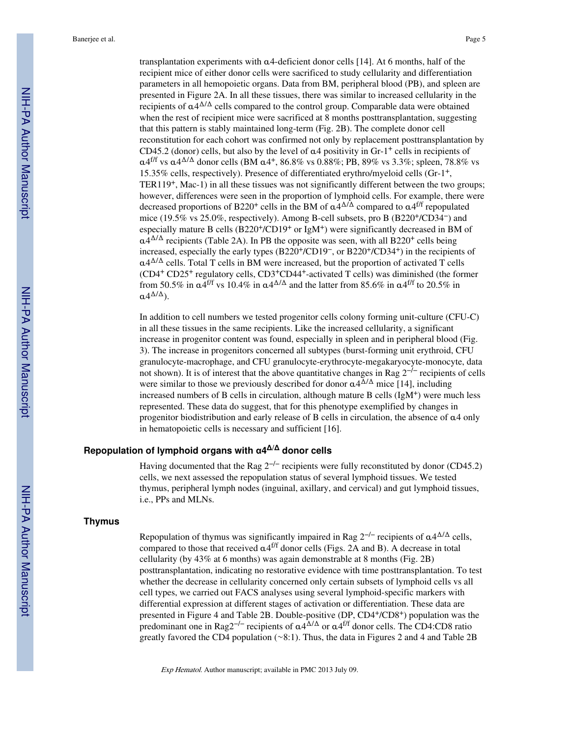transplantation experiments with α4-deficient donor cells [14]. At 6 months, half of the recipient mice of either donor cells were sacrificed to study cellularity and differentiation parameters in all hemopoietic organs. Data from BM, peripheral blood (PB), and spleen are presented in Figure 2A. In all these tissues, there was similar to increased cellularity in the recipients of $\alpha4^{\Delta/\Delta}$ cells compared to the control group. Comparable data were obtained when the rest of recipient mice were sacrificed at 8 months posttransplantation, suggesting that this pattern is stably maintained long-term (Fig. 2B). The complete donor cell reconstitution for each cohort was confirmed not only by replacement posttransplantation by CD45.2 (donor) cells, but also by the level of α4 positivity in Gr-1$^{+}$ cells in recipients of $\alpha4^{f/f}$ vs $\alpha4^{\Delta/\Delta}$ donor cells (BM α4$^{+}$, 86.8% vs 0.88%; PB, 89% vs 3.3%; spleen, 78.8% vs 15.35% cells, respectively). Presence of differentiated erythro/myeloid cells (Gr-1$^{+}$, TER119$^{+}$, Mac-1) in all these tissues was not significantly different between the two groups; however, differences were seen in the proportion of lymphoid cells. For example, there were decreased proportions of B220$^{+}$ cells in the BM of $\alpha4^{\Delta/\Delta}$ compared to $\alpha4^{f/f}$ repopulated mice (19.5% vs 25.0%, respectively). Among B-cell subsets, pro B (B220$^{+}$/CD34$^{-}$) and especially mature B cells (B220$^{+}$/CD19$^{+}$ or IgM$^{+}$) were significantly decreased in BM of $\alpha4^{\Delta/\Delta}$ recipients (Table 2A). In PB the opposite was seen, with all B220$^{+}$ cells being increased, especially the early types (B220$^{+}$/CD19$^{-}$, or B220$^{+}$/CD34$^{+}$) in the recipients of $\alpha4^{\Delta/\Delta}$ cells. Total T cells in BM were increased, but the proportion of activated T cells (CD4$^{+}$ CD25$^{+}$ regulatory cells, CD3$^{+}$CD44$^{+}$-activated T cells) was diminished (the former from 50.5% in $\alpha4^{f/f}$ vs 10.4% in $\alpha4^{\Delta/\Delta}$ and the latter from 85.6% in $\alpha4^{f/f}$ to 20.5% in $\alpha4^{\Delta/\Delta}$).

In addition to cell numbers we tested progenitor cells colony forming unit-culture (CFU-C) in all these tissues in the same recipients. Like the increased cellularity, a significant increase in progenitor content was found, especially in spleen and in peripheral blood (Fig. 3). The increase in progenitors concerned all subtypes (burst-forming unit erythroid, CFU granulocyte-macrophage, and CFU granulocyte-erythrocyte-megakaryocyte-monocyte, data not shown). It is of interest that the above quantitative changes in Rag $2^{-/-}$ recipients of cells were similar to those we previously described for donor $\alpha4^{\Delta/\Delta}$ mice [14], including increased numbers of B cells in circulation, although mature B cells (IgM$^{+}$) were much less represented. These data do suggest, that for this phenotype exemplified by changes in progenitor biodistribution and early release of B cells in circulation, the absence of α4 only in hematopoietic cells is necessary and sufficient [16].

## Repopulation of lymphoid organs with $\alpha4^{\Delta/\Delta}$ donor cells

Having documented that the Rag $2^{-/-}$ recipients were fully reconstituted by donor (CD45.2) cells, we next assessed the repopulation status of several lymphoid tissues. We tested thymus, peripheral lymph nodes (inguinal, axillary, and cervical) and gut lymphoid tissues, i.e., PPs and MLNs.

## Thymus

Repopulation of thymus was significantly impaired in Rag $2^{-/-}$ recipients of $\alpha4^{\Delta/\Delta}$ cells, compared to those that received $\alpha4^{f/f}$ donor cells (Figs. 2A and B). A decrease in total cellularity (by 43% at 6 months) was again demonstrable at 8 months (Fig. 2B) posttransplantation, indicating no restorative evidence with time posttransplantation. To test whether the decrease in cellularity concerned only certain subsets of lymphoid cells vs all cell types, we carried out FACS analyses using several lymphoid-specific markers with differential expression at different stages of activation or differentiation. These data are presented in Figure 4 and Table 2B. Double-positive (DP, CD4$^{+}$/CD8$^{+}$) population was the predominant one in Rag$2^{-/-}$ recipients of $\alpha4^{\Delta/\Delta}$ or $\alpha4^{f/f}$ donor cells. The CD4:CD8 ratio greatly favored the CD4 population (~8:1). Thus, the data in Figures 2 and 4 and Table 2B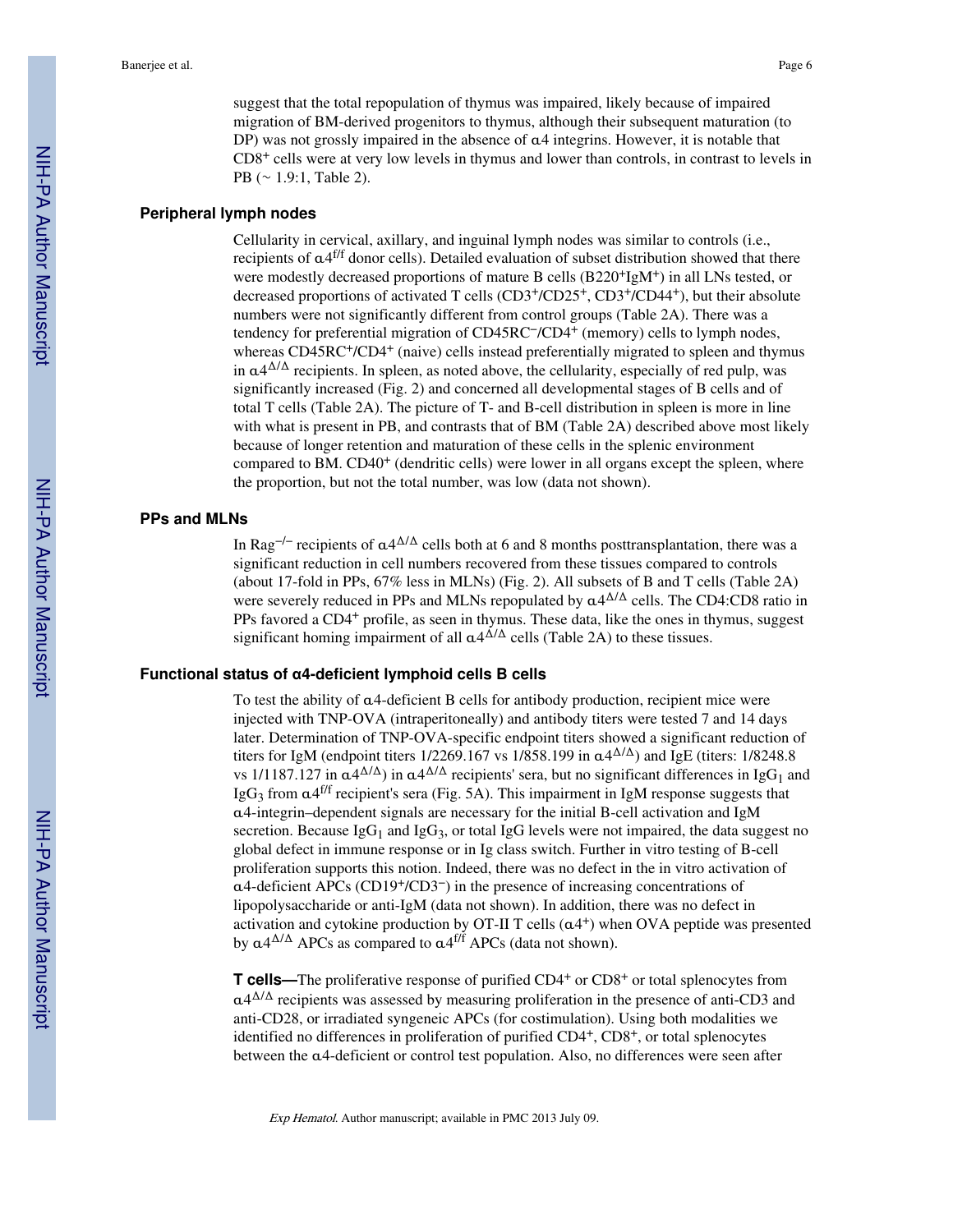suggest that the total repopulation of thymus was impaired, likely because of impaired migration of BM-derived progenitors to thymus, although their subsequent maturation (to DP) was not grossly impaired in the absence of α4 integrins. However, it is notable that $CD8^+$ cells were at very low levels in thymus and lower than controls, in contrast to levels in PB (~ 1.9:1, Table 2).

### Peripheral lymph nodes

Cellularity in cervical, axillary, and inguinal lymph nodes was similar to controls (i.e., recipients of $\alpha4^{f/f}$ donor cells). Detailed evaluation of subset distribution showed that there were modestly decreased proportions of mature B cells ($B220^+IgM^+$) in all LNs tested, or decreased proportions of activated T cells ($CD3^+/CD25^+$, $CD3^+/CD44^+$), but their absolute numbers were not significantly different from control groups (Table 2A). There was a tendency for preferential migration of $CD45RC^-/CD4^+$ (memory) cells to lymph nodes, whereas $CD45RC^+/CD4^+$ (naive) cells instead preferentially migrated to spleen and thymus in $\alpha4^{\Delta/\Delta}$ recipients. In spleen, as noted above, the cellularity, especially of red pulp, was significantly increased (Fig. 2) and concerned all developmental stages of B cells and of total T cells (Table 2A). The picture of T- and B-cell distribution in spleen is more in line with what is present in PB, and contrasts that of BM (Table 2A) described above most likely because of longer retention and maturation of these cells in the splenic environment compared to BM. $CD40^+$ (dendritic cells) were lower in all organs except the spleen, where the proportion, but not the total number, was low (data not shown).

### PPs and MLNs

In $Rag^{-/-}$ recipients of $\alpha4^{\Delta/\Delta}$ cells both at 6 and 8 months posttransplantation, there was a significant reduction in cell numbers recovered from these tissues compared to controls (about 17-fold in PPs, 67% less in MLNs) (Fig. 2). All subsets of B and T cells (Table 2A) were severely reduced in PPs and MLNs repopulated by $\alpha4^{\Delta/\Delta}$ cells. The CD4:CD8 ratio in PPs favored a $CD4^+$ profile, as seen in thymus. These data, like the ones in thymus, suggest significant homing impairment of all $\alpha4^{\Delta/\Delta}$ cells (Table 2A) to these tissues.

### Functional status of α4-deficient lymphoid cells B cells

To test the ability of α4-deficient B cells for antibody production, recipient mice were injected with TNP-OVA (intraperitoneally) and antibody titers were tested 7 and 14 days later. Determination of TNP-OVA-specific endpoint titers showed a significant reduction of titers for IgM (endpoint titers 1/2269.167 vs 1/858.199 in $\alpha4^{\Delta/\Delta}$) and IgE (titers: 1/8248.8 vs 1/1187.127 in $\alpha4^{\Delta/\Delta}$) in $\alpha4^{\Delta/\Delta}$ recipients' sera, but no significant differences in $IgG_1$ and $IgG_3$ from $\alpha4^{f/f}$ recipient's sera (Fig. 5A). This impairment in IgM response suggests that α4-integrin–dependent signals are necessary for the initial B-cell activation and IgM secretion. Because $IgG_1$ and $IgG_3$, or total IgG levels were not impaired, the data suggest no global defect in immune response or in Ig class switch. Further in vitro testing of B-cell proliferation supports this notion. Indeed, there was no defect in the in vitro activation of α4-deficient APCs ($CD19^+/CD3^-$) in the presence of increasing concentrations of lipopolysaccharide or anti-IgM (data not shown). In addition, there was no defect in activation and cytokine production by OT-II T cells ($\alpha4^+$) when OVA peptide was presented by $\alpha4^{\Delta/\Delta}$ APCs as compared to $\alpha4^{f/f}$ APCs (data not shown).

**T cells—**The proliferative response of purified $CD4^+$ or $CD8^+$ or total splenocytes from $\alpha4^{\Delta/\Delta}$ recipients was assessed by measuring proliferation in the presence of anti-CD3 and anti-CD28, or irradiated syngeneic APCs (for costimulation). Using both modalities we identified no differences in proliferation of purified $CD4^+$, $CD8^+$, or total splenocytes between the α4-deficient or control test population. Also, no differences were seen after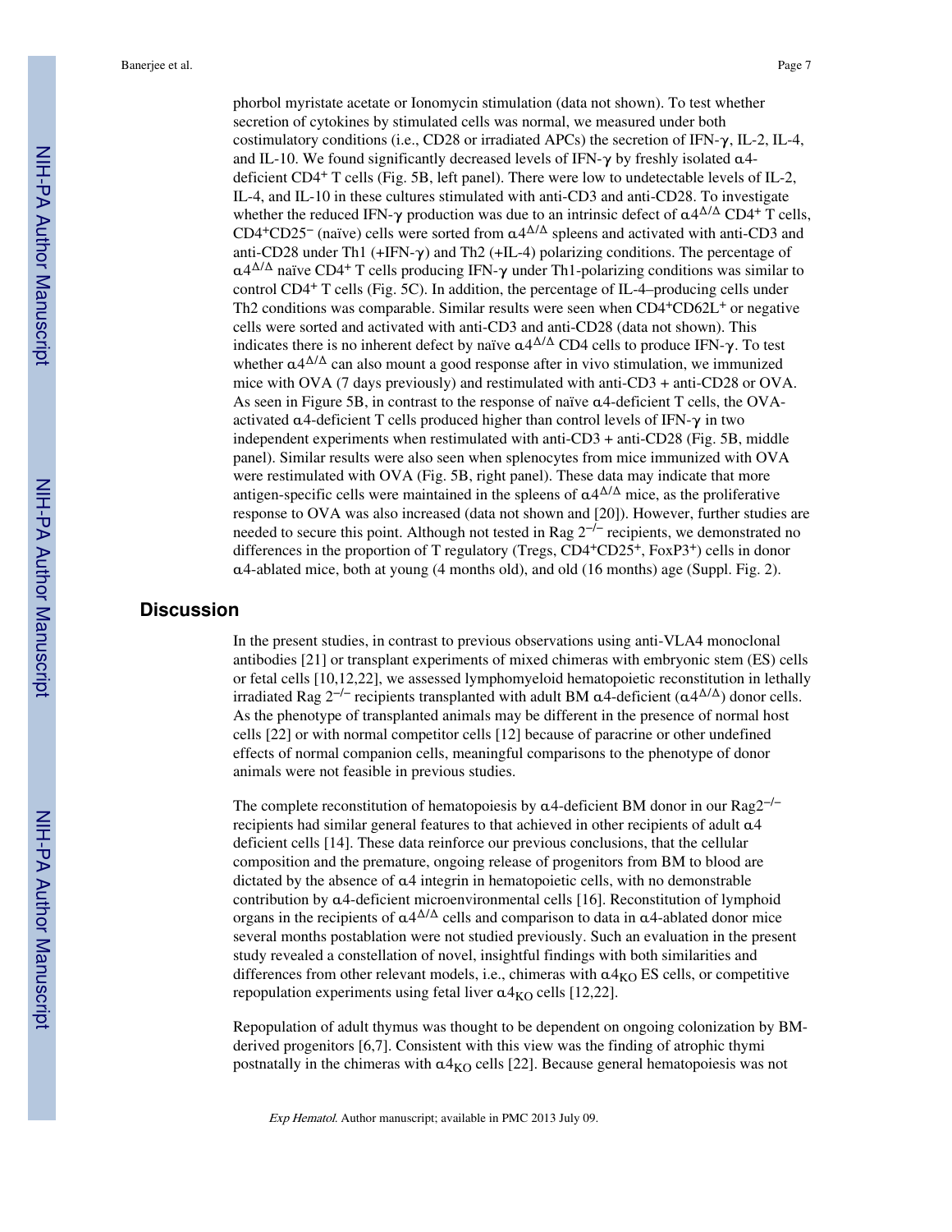phorbol myristate acetate or Ionomycin stimulation (data not shown). To test whether secretion of cytokines by stimulated cells was normal, we measured under both costimulatory conditions (i.e., CD28 or irradiated APCs) the secretion of IFN-γ, IL-2, IL-4, and IL-10. We found significantly decreased levels of IFN-γ by freshly isolated α4-deficient $CD4^+$ T cells (Fig. 5B, left panel). There were low to undetectable levels of IL-2, IL-4, and IL-10 in these cultures stimulated with anti-CD3 and anti-CD28. To investigate whether the reduced IFN-γ production was due to an intrinsic defect of $\alpha4^{\Delta/\Delta}$ $CD4^+$ T cells, $CD4^+CD25^-$ (naïve) cells were sorted from $\alpha4^{\Delta/\Delta}$ spleens and activated with anti-CD3 and anti-CD28 under Th1 (+IFN-γ) and Th2 (+IL-4) polarizing conditions. The percentage of $\alpha4^{\Delta/\Delta}$ naïve $CD4^+$ T cells producing IFN-γ under Th1-polarizing conditions was similar to control $CD4^+$ T cells (Fig. 5C). In addition, the percentage of IL-4–producing cells under Th2 conditions was comparable. Similar results were seen when $CD4^+CD62L^+$ or negative cells were sorted and activated with anti-CD3 and anti-CD28 (data not shown). This indicates there is no inherent defect by naïve $\alpha4^{\Delta/\Delta}$ CD4 cells to produce IFN-γ. To test whether $\alpha4^{\Delta/\Delta}$ can also mount a good response after in vivo stimulation, we immunized mice with OVA (7 days previously) and restimulated with anti-CD3 + anti-CD28 or OVA. As seen in Figure 5B, in contrast to the response of naïve α4-deficient T cells, the OVA-activated α4-deficient T cells produced higher than control levels of IFN-γ in two independent experiments when restimulated with anti-CD3 + anti-CD28 (Fig. 5B, middle panel). Similar results were also seen when splenocytes from mice immunized with OVA were restimulated with OVA (Fig. 5B, right panel). These data may indicate that more antigen-specific cells were maintained in the spleens of $\alpha4^{\Delta/\Delta}$ mice, as the proliferative response to OVA was also increased (data not shown and [20]). However, further studies are needed to secure this point. Although not tested in Rag $2^{-/-}$ recipients, we demonstrated no differences in the proportion of T regulatory (Tregs, $CD4^+CD25^+$, $FoxP3^+$) cells in donor α4-ablated mice, both at young (4 months old), and old (16 months) age (Suppl. Fig. 2).

## Discussion

In the present studies, in contrast to previous observations using anti-VLA4 monoclonal antibodies [21] or transplant experiments of mixed chimeras with embryonic stem (ES) cells or fetal cells [10,12,22], we assessed lymphomyeloid hematopoietic reconstitution in lethally irradiated Rag $2^{-/-}$ recipients transplanted with adult BM α4-deficient ($\alpha4^{\Delta/\Delta}$) donor cells. As the phenotype of transplanted animals may be different in the presence of normal host cells [22] or with normal competitor cells [12] because of paracrine or other undefined effects of normal companion cells, meaningful comparisons to the phenotype of donor animals were not feasible in previous studies.

The complete reconstitution of hematopoiesis by α4-deficient BM donor in our $Rag2^{-/-}$ recipients had similar general features to that achieved in other recipients of adult α4 deficient cells [14]. These data reinforce our previous conclusions, that the cellular composition and the premature, ongoing release of progenitors from BM to blood are dictated by the absence of α4 integrin in hematopoietic cells, with no demonstrable contribution by α4-deficient microenvironmental cells [16]. Reconstitution of lymphoid organs in the recipients of $\alpha4^{\Delta/\Delta}$ cells and comparison to data in α4-ablated donor mice several months postablation were not studied previously. Such an evaluation in the present study revealed a constellation of novel, insightful findings with both similarities and differences from other relevant models, i.e., chimeras with $\alpha4_{KO}$ ES cells, or competitive repopulation experiments using fetal liver $\alpha4_{KO}$ cells [12,22].

Repopulation of adult thymus was thought to be dependent on ongoing colonization by BM-derived progenitors [6,7]. Consistent with this view was the finding of atrophic thymi postnatally in the chimeras with $\alpha4_{KO}$ cells [22]. Because general hematopoiesis was not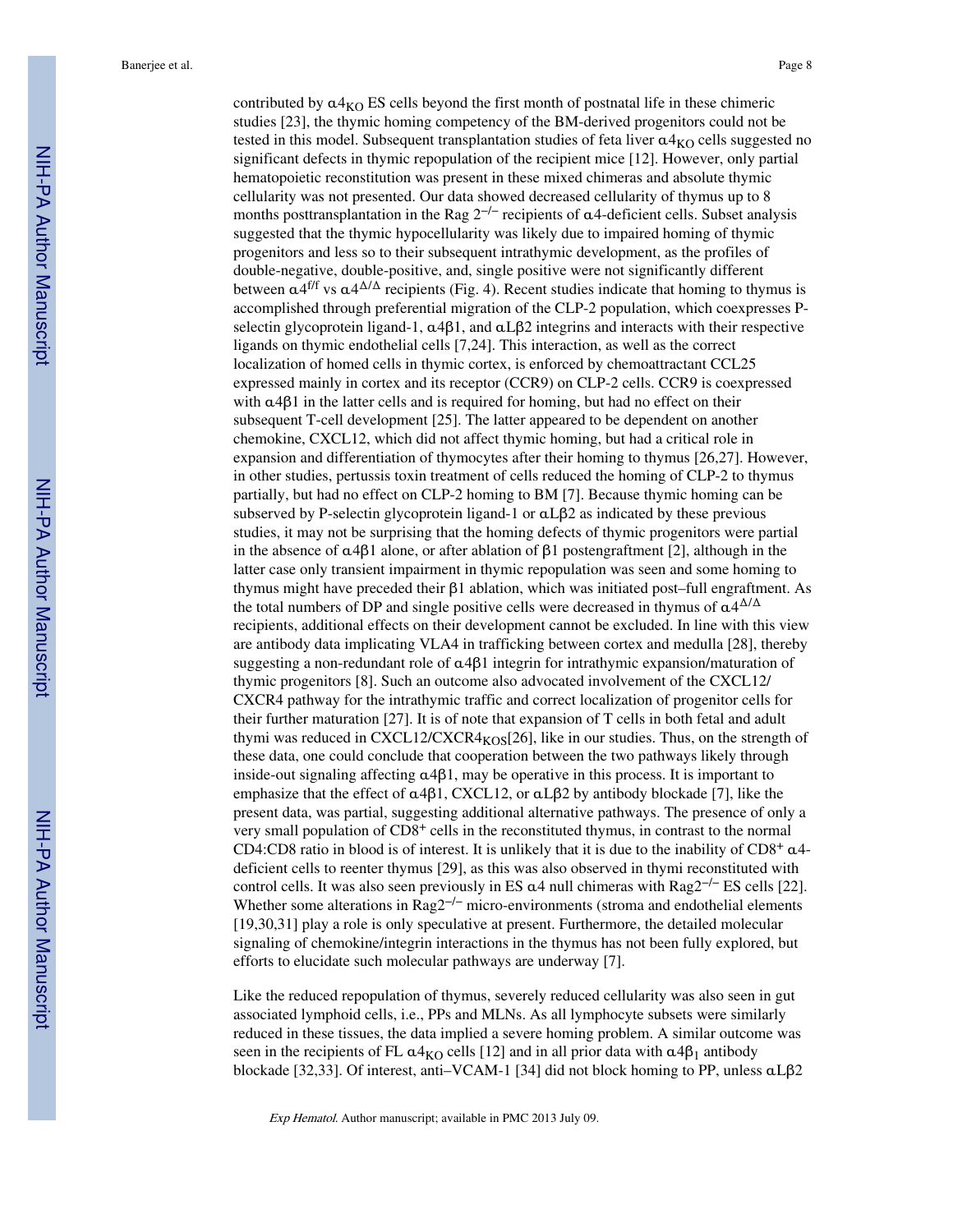contributed by $\alpha 4_{KO}$ ES cells beyond the first month of postnatal life in these chimeric studies [23], the thymic homing competency of the BM-derived progenitors could not be tested in this model. Subsequent transplantation studies of feta liver $\alpha 4_{KO}$ cells suggested no significant defects in thymic repopulation of the recipient mice [12]. However, only partial hematopoietic reconstitution was present in these mixed chimeras and absolute thymic cellularity was not presented. Our data showed decreased cellularity of thymus up to 8 months posttransplantation in the Rag $2^{-/-}$ recipients of α4-deficient cells. Subset analysis suggested that the thymic hypocellularity was likely due to impaired homing of thymic progenitors and less so to their subsequent intrathymic development, as the profiles of double-negative, double-positive, and, single positive were not significantly different between $\alpha 4^{f/f}$ vs $\alpha 4^{\Delta/\Delta}$ recipients (Fig. 4). Recent studies indicate that homing to thymus is accomplished through preferential migration of the CLP-2 population, which coexpresses P-selectin glycoprotein ligand-1, α4β1, and αLβ2 integrins and interacts with their respective ligands on thymic endothelial cells [7,24]. This interaction, as well as the correct localization of homed cells in thymic cortex, is enforced by chemoattractant CCL25 expressed mainly in cortex and its receptor (CCR9) on CLP-2 cells. CCR9 is coexpressed with α4β1 in the latter cells and is required for homing, but had no effect on their subsequent T-cell development [25]. The latter appeared to be dependent on another chemokine, CXCL12, which did not affect thymic homing, but had a critical role in expansion and differentiation of thymocytes after their homing to thymus [26,27]. However, in other studies, pertussis toxin treatment of cells reduced the homing of CLP-2 to thymus partially, but had no effect on CLP-2 homing to BM [7]. Because thymic homing can be subserved by P-selectin glycoprotein ligand-1 or αLβ2 as indicated by these previous studies, it may not be surprising that the homing defects of thymic progenitors were partial in the absence of α4β1 alone, or after ablation of β1 postengraftment [2], although in the latter case only transient impairment in thymic repopulation was seen and some homing to thymus might have preceded their β1 ablation, which was initiated post–full engraftment. As the total numbers of DP and single positive cells were decreased in thymus of $\alpha 4^{\Delta/\Delta}$ recipients, additional effects on their development cannot be excluded. In line with this view are antibody data implicating VLA4 in trafficking between cortex and medulla [28], thereby suggesting a non-redundant role of α4β1 integrin for intrathymic expansion/maturation of thymic progenitors [8]. Such an outcome also advocated involvement of the CXCL12/CXCR4 pathway for the intrathymic traffic and correct localization of progenitor cells for their further maturation [27]. It is of note that expansion of T cells in both fetal and adult thymi was reduced in CXCL12/$CXCR4_{KOS}$[26], like in our studies. Thus, on the strength of these data, one could conclude that cooperation between the two pathways likely through inside-out signaling affecting α4β1, may be operative in this process. It is important to emphasize that the effect of α4β1, CXCL12, or αLβ2 by antibody blockade [7], like the present data, was partial, suggesting additional alternative pathways. The presence of only a very small population of $CD8^+$ cells in the reconstituted thymus, in contrast to the normal CD4:CD8 ratio in blood is of interest. It is unlikely that it is due to the inability of $CD8^+$ α4-deficient cells to reenter thymus [29], as this was also observed in thymi reconstituted with control cells. It was also seen previously in ES α4 null chimeras with $Rag2^{-/-}$ ES cells [22]. Whether some alterations in $Rag2^{-/-}$ micro-environments (stroma and endothelial elements [19,30,31] play a role is only speculative at present. Furthermore, the detailed molecular signaling of chemokine/integrin interactions in the thymus has not been fully explored, but efforts to elucidate such molecular pathways are underway [7].

Like the reduced repopulation of thymus, severely reduced cellularity was also seen in gut associated lymphoid cells, i.e., PPs and MLNs. As all lymphocyte subsets were similarly reduced in these tissues, the data implied a severe homing problem. A similar outcome was seen in the recipients of FL $\alpha 4_{KO}$ cells [12] and in all prior data with $\alpha 4\beta_1$ antibody blockade [32,33]. Of interest, anti–VCAM-1 [34] did not block homing to PP, unless αLβ2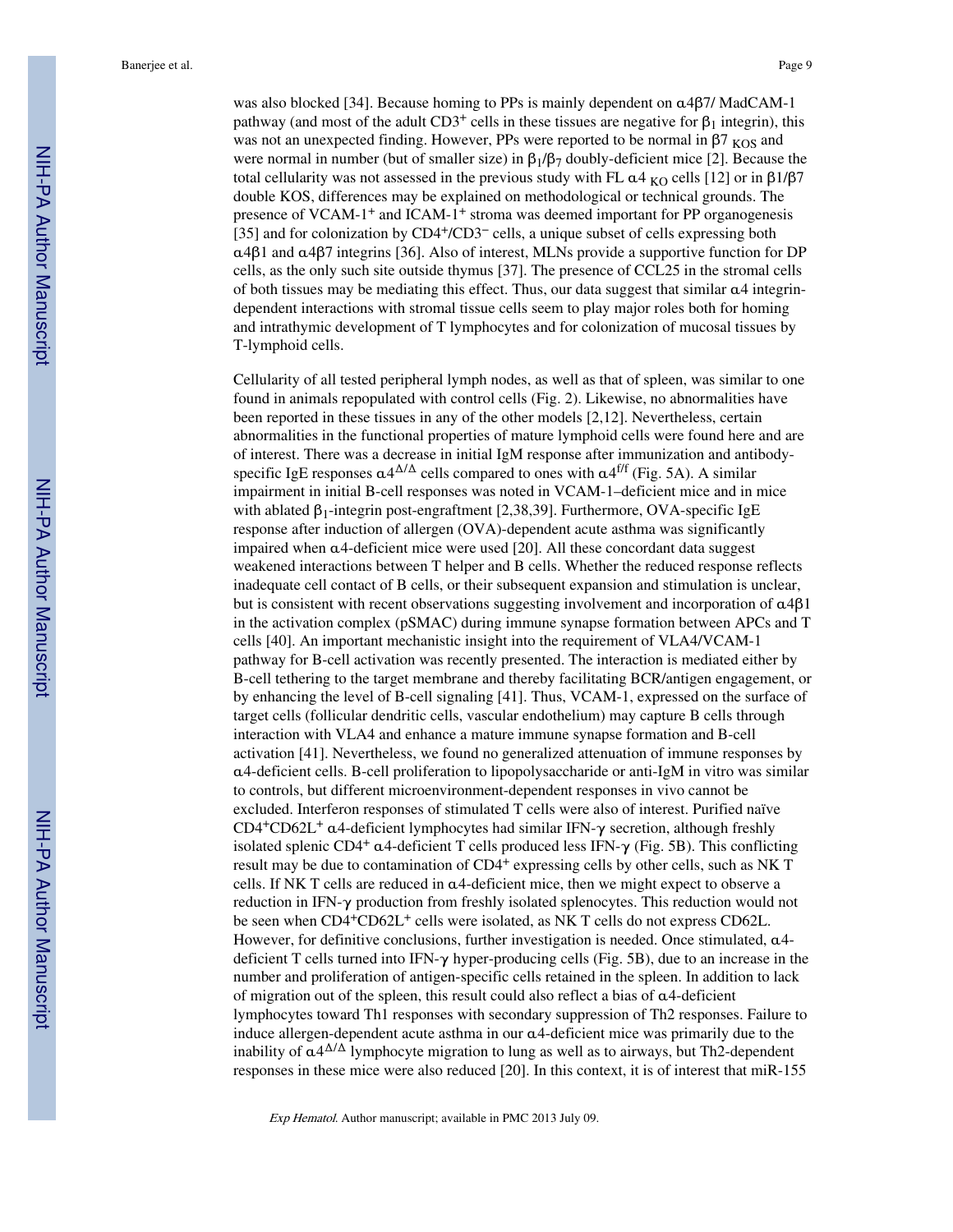was also blocked [34]. Because homing to PPs is mainly dependent on $\alpha4\beta7$/ MadCAM-1 pathway (and most of the adult $CD3^+$ cells in these tissues are negative for $\beta_1$ integrin), this was not an unexpected finding. However, PPs were reported to be normal in $\beta7_{KOS}$ and were normal in number (but of smaller size) in $\beta_1/\beta_7$ doubly-deficient mice [2]. Because the total cellularity was not assessed in the previous study with FL $\alpha4_{KO}$ cells [12] or in $\beta1/\beta7$ double KOS, differences may be explained on methodological or technical grounds. The presence of VCAM-$1^+$ and ICAM-$1^+$ stroma was deemed important for PP organogenesis [35] and for colonization by $CD4^+/CD3^-$ cells, a unique subset of cells expressing both $\alpha4\beta1$ and $\alpha4\beta7$ integrins [36]. Also of interest, MLNs provide a supportive function for DP cells, as the only such site outside thymus [37]. The presence of CCL25 in the stromal cells of both tissues may be mediating this effect. Thus, our data suggest that similar $\alpha4$ integrin-dependent interactions with stromal tissue cells seem to play major roles both for homing and intrathymic development of T lymphocytes and for colonization of mucosal tissues by T-lymphoid cells.

Cellularity of all tested peripheral lymph nodes, as well as that of spleen, was similar to one found in animals repopulated with control cells (Fig. 2). Likewise, no abnormalities have been reported in these tissues in any of the other models [2,12]. Nevertheless, certain abnormalities in the functional properties of mature lymphoid cells were found here and are of interest. There was a decrease in initial IgM response after immunization and antibody-specific IgE responses $\alpha4^{\Delta/\Delta}$ cells compared to ones with $\alpha4^{f/f}$ (Fig. 5A). A similar impairment in initial B-cell responses was noted in VCAM-1–deficient mice and in mice with ablated $\beta_1$-integrin post-engraftment [2,38,39]. Furthermore, OVA-specific IgE response after induction of allergen (OVA)-dependent acute asthma was significantly impaired when $\alpha4$-deficient mice were used [20]. All these concordant data suggest weakened interactions between T helper and B cells. Whether the reduced response reflects inadequate cell contact of B cells, or their subsequent expansion and stimulation is unclear, but is consistent with recent observations suggesting involvement and incorporation of $\alpha4\beta1$ in the activation complex (pSMAC) during immune synapse formation between APCs and T cells [40]. An important mechanistic insight into the requirement of VLA4/VCAM-1 pathway for B-cell activation was recently presented. The interaction is mediated either by B-cell tethering to the target membrane and thereby facilitating BCR/antigen engagement, or by enhancing the level of B-cell signaling [41]. Thus, VCAM-1, expressed on the surface of target cells (follicular dendritic cells, vascular endothelium) may capture B cells through interaction with VLA4 and enhance a mature immune synapse formation and B-cell activation [41]. Nevertheless, we found no generalized attenuation of immune responses by $\alpha4$-deficient cells. B-cell proliferation to lipopolysaccharide or anti-IgM in vitro was similar to controls, but different microenvironment-dependent responses in vivo cannot be excluded. Interferon responses of stimulated T cells were also of interest. Purified naïve $CD4^+CD62L^+$ $\alpha4$-deficient lymphocytes had similar IFN-$\gamma$ secretion, although freshly isolated splenic $CD4^+$ $\alpha4$-deficient T cells produced less IFN-$\gamma$ (Fig. 5B). This conflicting result may be due to contamination of $CD4^+$ expressing cells by other cells, such as NK T cells. If NK T cells are reduced in $\alpha4$-deficient mice, then we might expect to observe a reduction in IFN-$\gamma$ production from freshly isolated splenocytes. This reduction would not be seen when $CD4^+CD62L^+$ cells were isolated, as NK T cells do not express CD62L. However, for definitive conclusions, further investigation is needed. Once stimulated, $\alpha4$-deficient T cells turned into IFN-$\gamma$ hyper-producing cells (Fig. 5B), due to an increase in the number and proliferation of antigen-specific cells retained in the spleen. In addition to lack of migration out of the spleen, this result could also reflect a bias of $\alpha4$-deficient lymphocytes toward Th1 responses with secondary suppression of Th2 responses. Failure to induce allergen-dependent acute asthma in our $\alpha4$-deficient mice was primarily due to the inability of $\alpha4^{\Delta/\Delta}$ lymphocyte migration to lung as well as to airways, but Th2-dependent responses in these mice were also reduced [20]. In this context, it is of interest that miR-155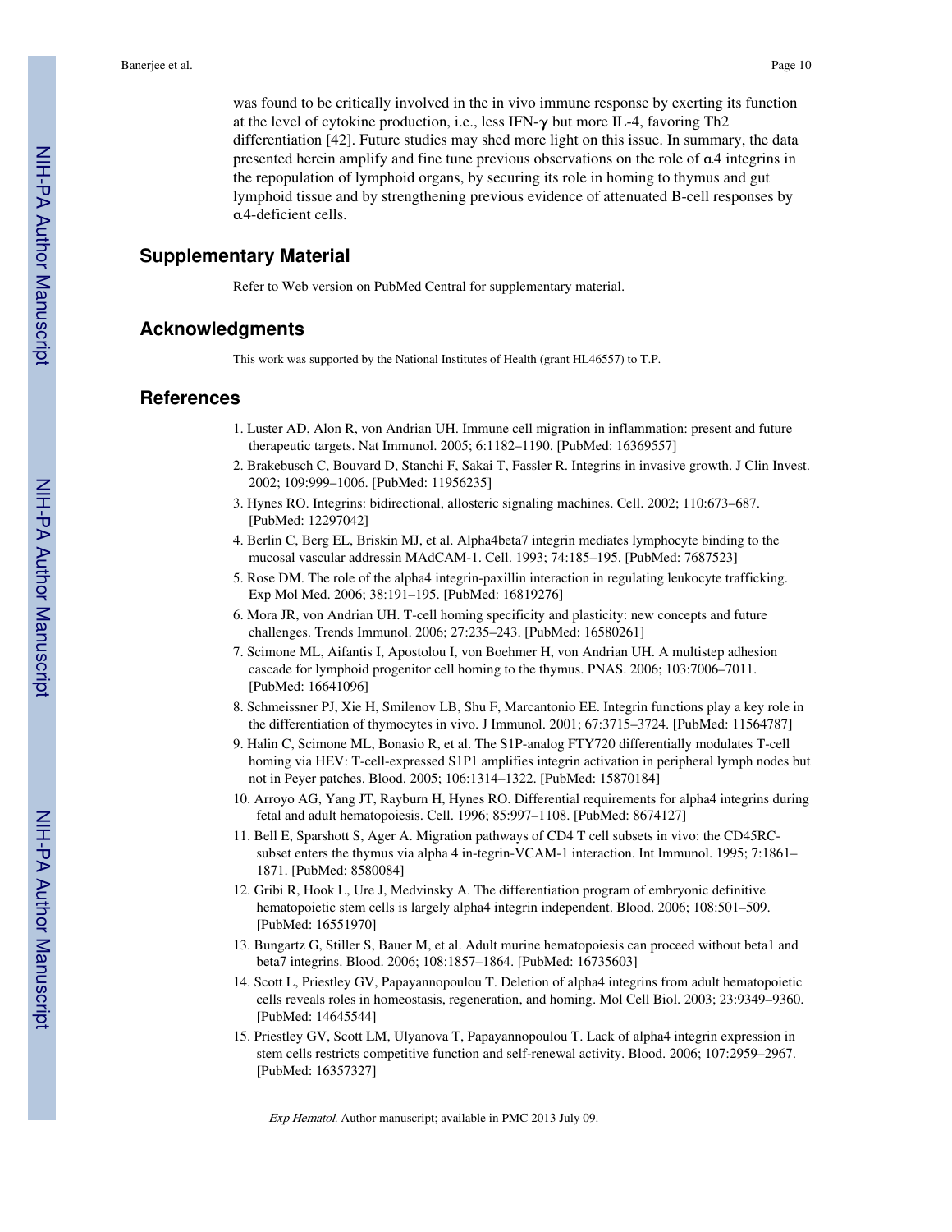was found to be critically involved in the in vivo immune response by exerting its function at the level of cytokine production, i.e., less IFN-$\gamma$ but more IL-4, favoring Th2 differentiation [42]. Future studies may shed more light on this issue. In summary, the data presented herein amplify and fine tune previous observations on the role of $\alpha$4 integrins in the repopulation of lymphoid organs, by securing its role in homing to thymus and gut lymphoid tissue and by strengthening previous evidence of attenuated B-cell responses by $\alpha$4-deficient cells.

## Supplementary Material

Refer to Web version on PubMed Central for supplementary material.

## Acknowledgments

This work was supported by the National Institutes of Health (grant HL46557) to T.P.

## References

1. Luster AD, Alon R, von Andrian UH. Immune cell migration in inflammation: present and future therapeutic targets. Nat Immunol. 2005; 6:1182–1190. [PubMed: 16369557]
2. Brakebusch C, Bouvard D, Stanchi F, Sakai T, Fassler R. Integrins in invasive growth. J Clin Invest. 2002; 109:999–1006. [PubMed: 11956235]
3. Hynes RO. Integrins: bidirectional, allosteric signaling machines. Cell. 2002; 110:673–687. [PubMed: 12297042]
4. Berlin C, Berg EL, Briskin MJ, et al. Alpha4beta7 integrin mediates lymphocyte binding to the mucosal vascular addressin MAdCAM-1. Cell. 1993; 74:185–195. [PubMed: 7687523]
5. Rose DM. The role of the alpha4 integrin-paxillin interaction in regulating leukocyte trafficking. Exp Mol Med. 2006; 38:191–195. [PubMed: 16819276]
6. Mora JR, von Andrian UH. T-cell homing specificity and plasticity: new concepts and future challenges. Trends Immunol. 2006; 27:235–243. [PubMed: 16580261]
7. Scimone ML, Aifantis I, Apostolou I, von Boehmer H, von Andrian UH. A multistep adhesion cascade for lymphoid progenitor cell homing to the thymus. PNAS. 2006; 103:7006–7011. [PubMed: 16641096]
8. Schmeissner PJ, Xie H, Smilenov LB, Shu F, Marcantonio EE. Integrin functions play a key role in the differentiation of thymocytes in vivo. J Immunol. 2001; 67:3715–3724. [PubMed: 11564787]
9. Halin C, Scimone ML, Bonasio R, et al. The S1P-analog FTY720 differentially modulates T-cell homing via HEV: T-cell-expressed S1P1 amplifies integrin activation in peripheral lymph nodes but not in Peyer patches. Blood. 2005; 106:1314–1322. [PubMed: 15870184]
10. Arroyo AG, Yang JT, Rayburn H, Hynes RO. Differential requirements for alpha4 integrins during fetal and adult hematopoiesis. Cell. 1996; 85:997–1108. [PubMed: 8674127]
11. Bell E, Sparshott S, Ager A. Migration pathways of CD4 T cell subsets in vivo: the CD45RC-subset enters the thymus via alpha 4 in-tegrin-VCAM-1 interaction. Int Immunol. 1995; 7:1861–1871. [PubMed: 8580084]
12. Gribi R, Hook L, Ure J, Medvinsky A. The differentiation program of embryonic definitive hematopoietic stem cells is largely alpha4 integrin independent. Blood. 2006; 108:501–509. [PubMed: 16551970]
13. Bungartz G, Stiller S, Bauer M, et al. Adult murine hematopoiesis can proceed without beta1 and beta7 integrins. Blood. 2006; 108:1857–1864. [PubMed: 16735603]
14. Scott L, Priestley GV, Papayannopoulou T. Deletion of alpha4 integrins from adult hematopoietic cells reveals roles in homeostasis, regeneration, and homing. Mol Cell Biol. 2003; 23:9349–9360. [PubMed: 14645544]
15. Priestley GV, Scott LM, Ulyanova T, Papayannopoulou T. Lack of alpha4 integrin expression in stem cells restricts competitive function and self-renewal activity. Blood. 2006; 107:2959–2967. [PubMed: 16357327]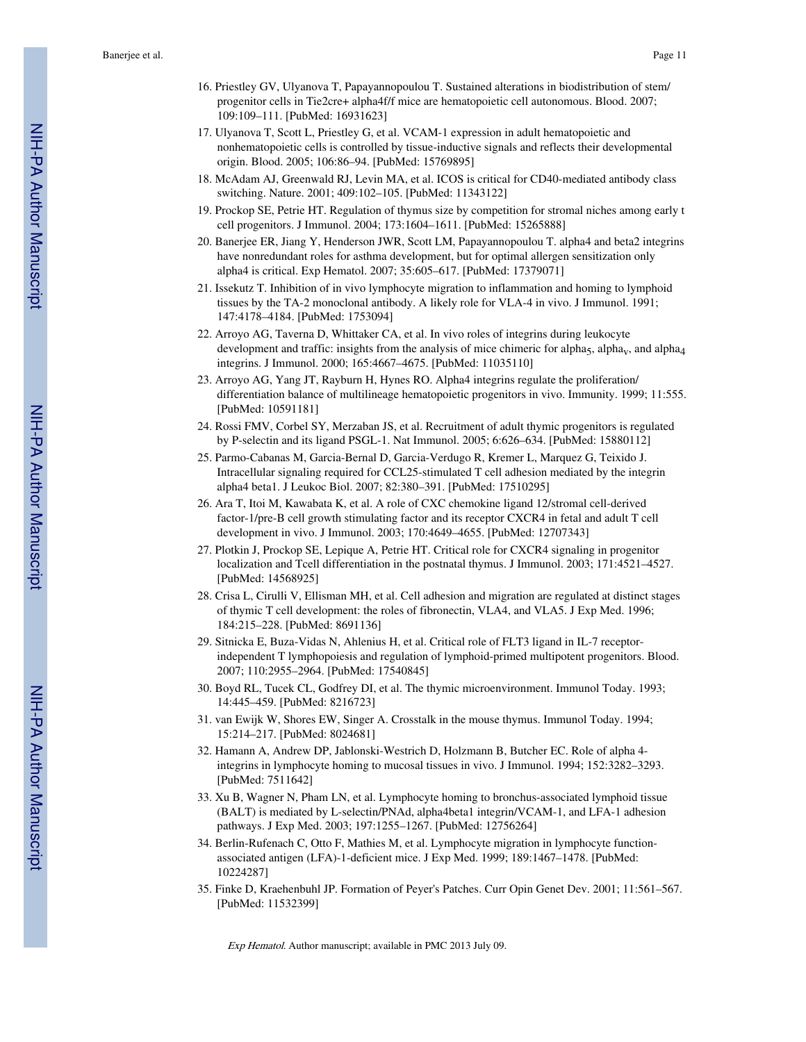16. Priestley GV, Ulyanova T, Papayannopoulou T. Sustained alterations in biodistribution of stem/progenitor cells in Tie2cre+ alpha4f/f mice are hematopoietic cell autonomous. Blood. 2007; 109:109–111. [PubMed: 16931623]
17. Ulyanova T, Scott L, Priestley G, et al. VCAM-1 expression in adult hematopoietic and nonhematopoietic cells is controlled by tissue-inductive signals and reflects their developmental origin. Blood. 2005; 106:86–94. [PubMed: 15769895]
18. McAdam AJ, Greenwald RJ, Levin MA, et al. ICOS is critical for CD40-mediated antibody class switching. Nature. 2001; 409:102–105. [PubMed: 11343122]
19. Prockop SE, Petrie HT. Regulation of thymus size by competition for stromal niches among early t cell progenitors. J Immunol. 2004; 173:1604–1611. [PubMed: 15265888]
20. Banerjee ER, Jiang Y, Henderson JWR, Scott LM, Papayannopoulou T. alpha4 and beta2 integrins have nonredundant roles for asthma development, but for optimal allergen sensitization only alpha4 is critical. Exp Hematol. 2007; 35:605–617. [PubMed: 17379071]
21. Issekutz T. Inhibition of in vivo lymphocyte migration to inflammation and homing to lymphoid tissues by the TA-2 monoclonal antibody. A likely role for VLA-4 in vivo. J Immunol. 1991; 147:4178–4184. [PubMed: 1753094]
22. Arroyo AG, Taverna D, Whittaker CA, et al. In vivo roles of integrins during leukocyte development and traffic: insights from the analysis of mice chimeric for $alpha_5$, $alpha_v$, and $alpha_4$ integrins. J Immunol. 2000; 165:4667–4675. [PubMed: 11035110]
23. Arroyo AG, Yang JT, Rayburn H, Hynes RO. Alpha4 integrins regulate the proliferation/differentiation balance of multilineage hematopoietic progenitors in vivo. Immunity. 1999; 11:555. [PubMed: 10591181]
24. Rossi FMV, Corbel SY, Merzaban JS, et al. Recruitment of adult thymic progenitors is regulated by P-selectin and its ligand PSGL-1. Nat Immunol. 2005; 6:626–634. [PubMed: 15880112]
25. Parmo-Cabanas M, Garcia-Bernal D, Garcia-Verdugo R, Kremer L, Marquez G, Teixido J. Intracellular signaling required for CCL25-stimulated T cell adhesion mediated by the integrin alpha4 beta1. J Leukoc Biol. 2007; 82:380–391. [PubMed: 17510295]
26. Ara T, Itoi M, Kawabata K, et al. A role of CXC chemokine ligand 12/stromal cell-derived factor-1/pre-B cell growth stimulating factor and its receptor CXCR4 in fetal and adult T cell development in vivo. J Immunol. 2003; 170:4649–4655. [PubMed: 12707343]
27. Plotkin J, Prockop SE, Lepique A, Petrie HT. Critical role for CXCR4 signaling in progenitor localization and Tcell differentiation in the postnatal thymus. J Immunol. 2003; 171:4521–4527. [PubMed: 14568925]
28. Crisa L, Cirulli V, Ellisman MH, et al. Cell adhesion and migration are regulated at distinct stages of thymic T cell development: the roles of fibronectin, VLA4, and VLA5. J Exp Med. 1996; 184:215–228. [PubMed: 8691136]
29. Sitnicka E, Buza-Vidas N, Ahlenius H, et al. Critical role of FLT3 ligand in IL-7 receptor-independent T lymphopoiesis and regulation of lymphoid-primed multipotent progenitors. Blood. 2007; 110:2955–2964. [PubMed: 17540845]
30. Boyd RL, Tucek CL, Godfrey DI, et al. The thymic microenvironment. Immunol Today. 1993; 14:445–459. [PubMed: 8216723]
31. van Ewijk W, Shores EW, Singer A. Crosstalk in the mouse thymus. Immunol Today. 1994; 15:214–217. [PubMed: 8024681]
32. Hamann A, Andrew DP, Jablonski-Westrich D, Holzmann B, Butcher EC. Role of alpha 4-integrins in lymphocyte homing to mucosal tissues in vivo. J Immunol. 1994; 152:3282–3293. [PubMed: 7511642]
33. Xu B, Wagner N, Pham LN, et al. Lymphocyte homing to bronchus-associated lymphoid tissue (BALT) is mediated by L-selectin/PNAd, alpha4beta1 integrin/VCAM-1, and LFA-1 adhesion pathways. J Exp Med. 2003; 197:1255–1267. [PubMed: 12756264]
34. Berlin-Rufenach C, Otto F, Mathies M, et al. Lymphocyte migration in lymphocyte function-associated antigen (LFA)-1-deficient mice. J Exp Med. 1999; 189:1467–1478. [PubMed: 10224287]
35. Finke D, Kraehenbuhl JP. Formation of Peyer's Patches. Curr Opin Genet Dev. 2001; 11:561–567. [PubMed: 11532399]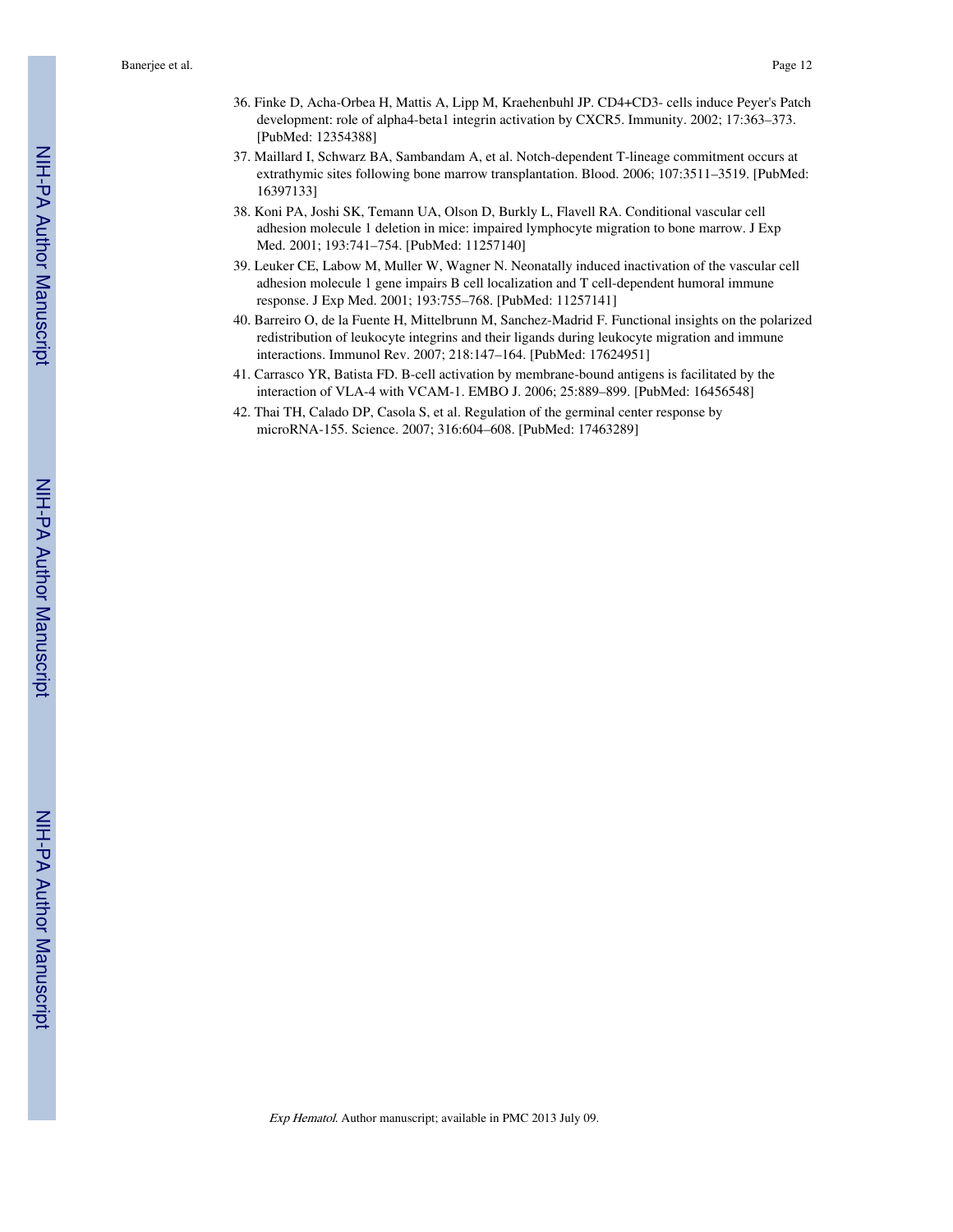36. Finke D, Acha-Orbea H, Mattis A, Lipp M, Kraehenbuhl JP. CD4+CD3- cells induce Peyer's Patch development: role of alpha4-beta1 integrin activation by CXCR5. Immunity. 2002; 17:363–373. [PubMed: 12354388]
37. Maillard I, Schwarz BA, Sambandam A, et al. Notch-dependent T-lineage commitment occurs at extrathymic sites following bone marrow transplantation. Blood. 2006; 107:3511–3519. [PubMed: 16397133]
38. Koni PA, Joshi SK, Temann UA, Olson D, Burkly L, Flavell RA. Conditional vascular cell adhesion molecule 1 deletion in mice: impaired lymphocyte migration to bone marrow. J Exp Med. 2001; 193:741–754. [PubMed: 11257140]
39. Leuker CE, Labow M, Muller W, Wagner N. Neonatally induced inactivation of the vascular cell adhesion molecule 1 gene impairs B cell localization and T cell-dependent humoral immune response. J Exp Med. 2001; 193:755–768. [PubMed: 11257141]
40. Barreiro O, de la Fuente H, Mittelbrunn M, Sanchez-Madrid F. Functional insights on the polarized redistribution of leukocyte integrins and their ligands during leukocyte migration and immune interactions. Immunol Rev. 2007; 218:147–164. [PubMed: 17624951]
41. Carrasco YR, Batista FD. B-cell activation by membrane-bound antigens is facilitated by the interaction of VLA-4 with VCAM-1. EMBO J. 2006; 25:889–899. [PubMed: 16456548]
42. Thai TH, Calado DP, Casola S, et al. Regulation of the germinal center response by microRNA-155. Science. 2007; 316:604–608. [PubMed: 17463289]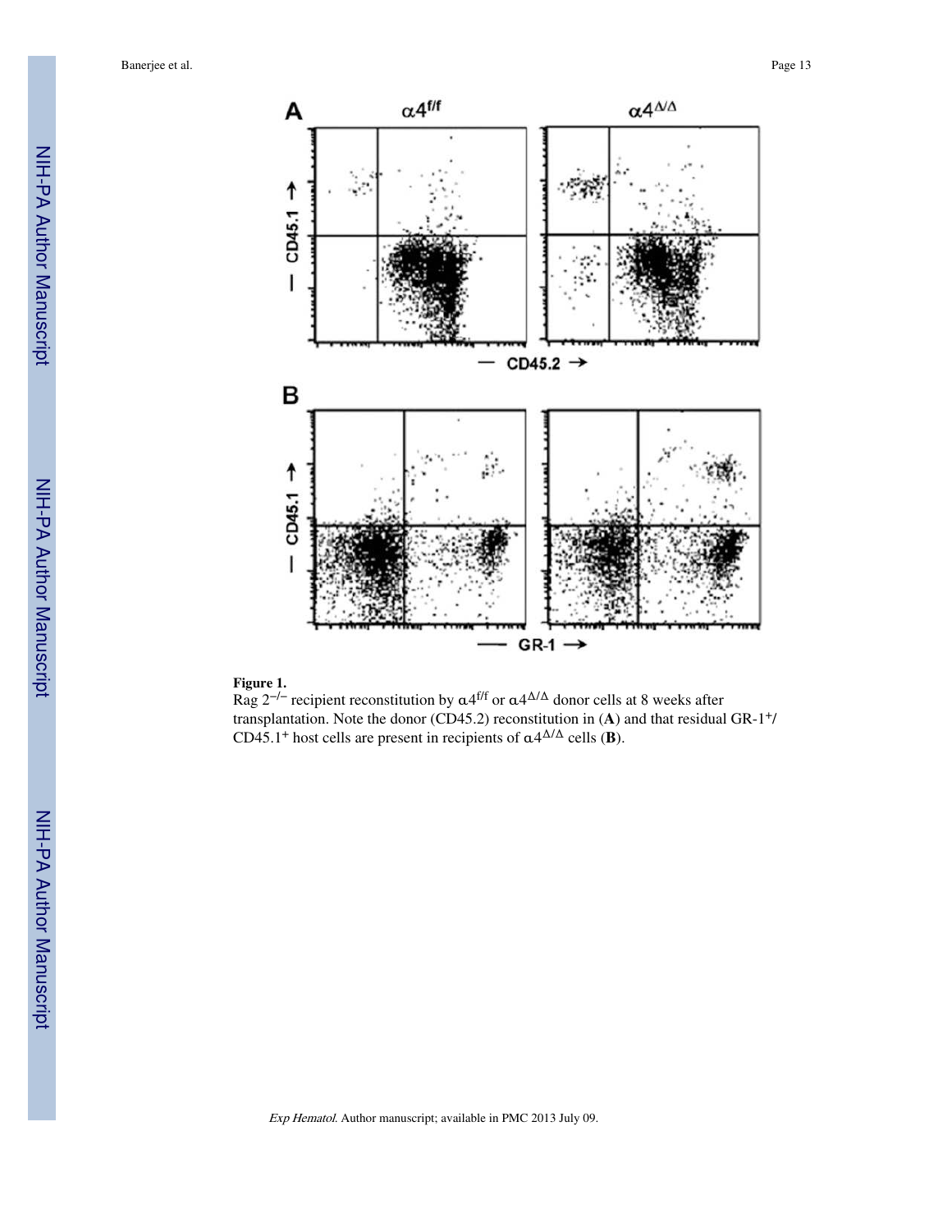**Figure 1.**

Rag $2^{-/-}$ recipient reconstitution by $\alpha 4^{f/f}$ or $\alpha 4^{\Delta/\Delta}$ donor cells at 8 weeks after transplantation. Note the donor (CD45.2) reconstitution in (**A**) and that residual GR-$1^{+}$/CD45.$1^{+}$ host cells are present in recipients of $\alpha 4^{\Delta/\Delta}$ cells (**B**).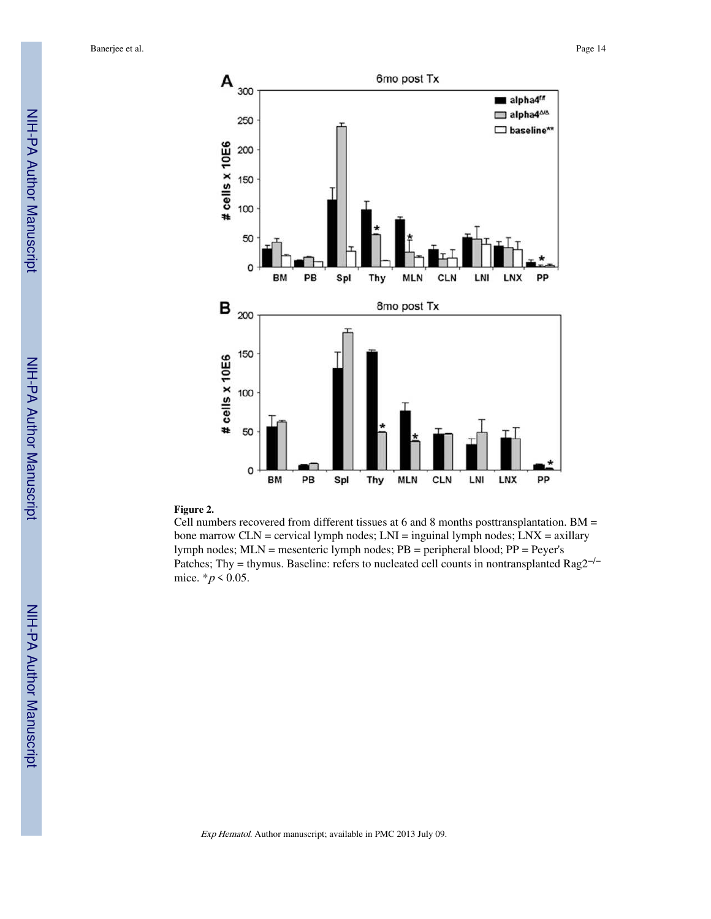**Figure 2.**

Cell numbers recovered from different tissues at 6 and 8 months posttransplantation. BM = bone marrow CLN = cervical lymph nodes; LNI = inguinal lymph nodes; LNX = axillary lymph nodes; MLN = mesenteric lymph nodes; PB = peripheral blood; PP = Peyer's Patches; Thy = thymus. Baseline: refers to nucleated cell counts in nontransplanted Rag2$^{-/-}$ mice. *$p < 0.05$.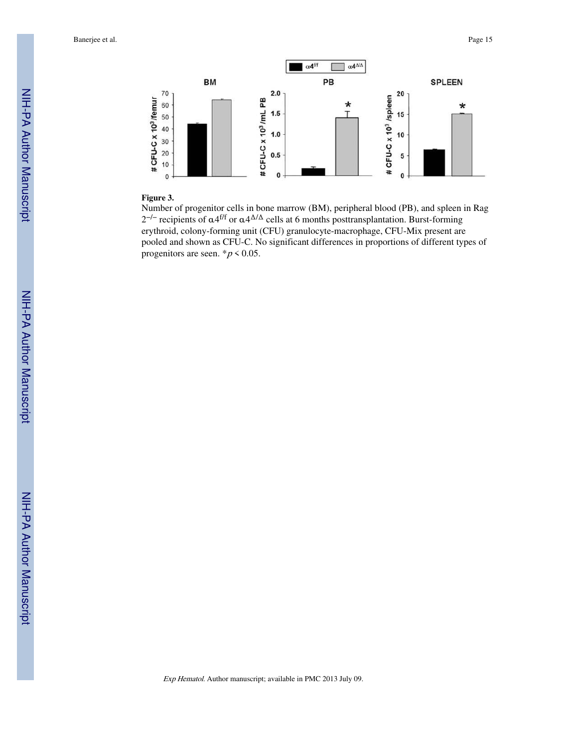**Figure 3.**

Number of progenitor cells in bone marrow (BM), peripheral blood (PB), and spleen in Rag $2^{-/-}$ recipients of $\alpha4^{f/f}$ or $\alpha4^{\Delta/\Delta}$ cells at 6 months posttransplantation. Burst-forming erythroid, colony-forming unit (CFU) granulocyte-macrophage, CFU-Mix present are pooled and shown as CFU-C. No significant differences in proportions of different types of progenitors are seen. $^{*}p < 0.05$.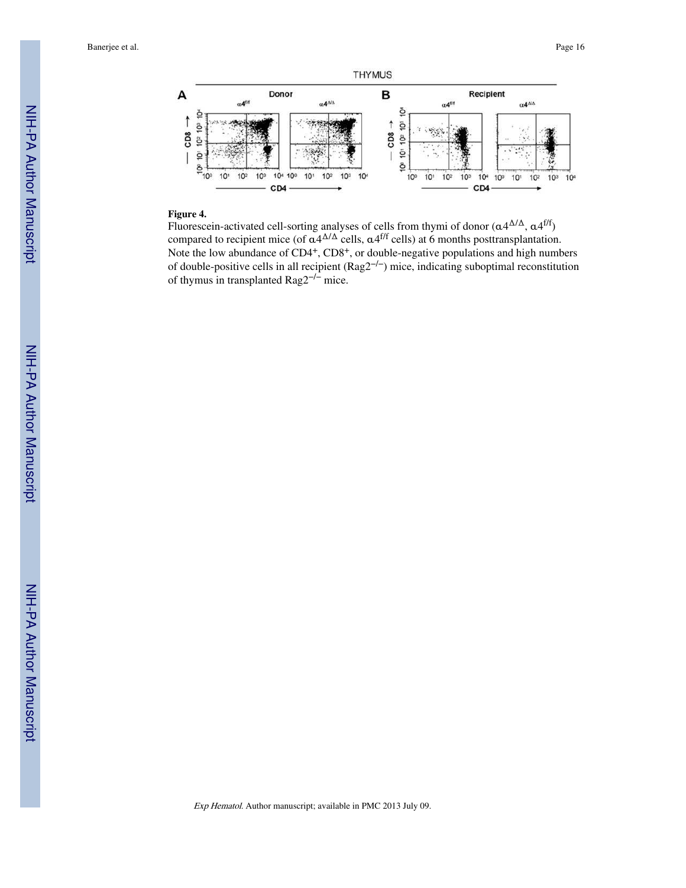**Figure 4.**

Fluorescein-activated cell-sorting analyses of cells from thymi of donor ($\alpha 4^{\Delta/\Delta}$, $\alpha 4^{f/f}$) compared to recipient mice (of $\alpha 4^{\Delta/\Delta}$ cells, $\alpha 4^{f/f}$ cells) at 6 months posttransplantation. Note the low abundance of CD4+, CD8+, or double-negative populations and high numbers of double-positive cells in all recipient ($Rag2^{-/-}$) mice, indicating suboptimal reconstitution of thymus in transplanted $Rag2^{-/-}$ mice.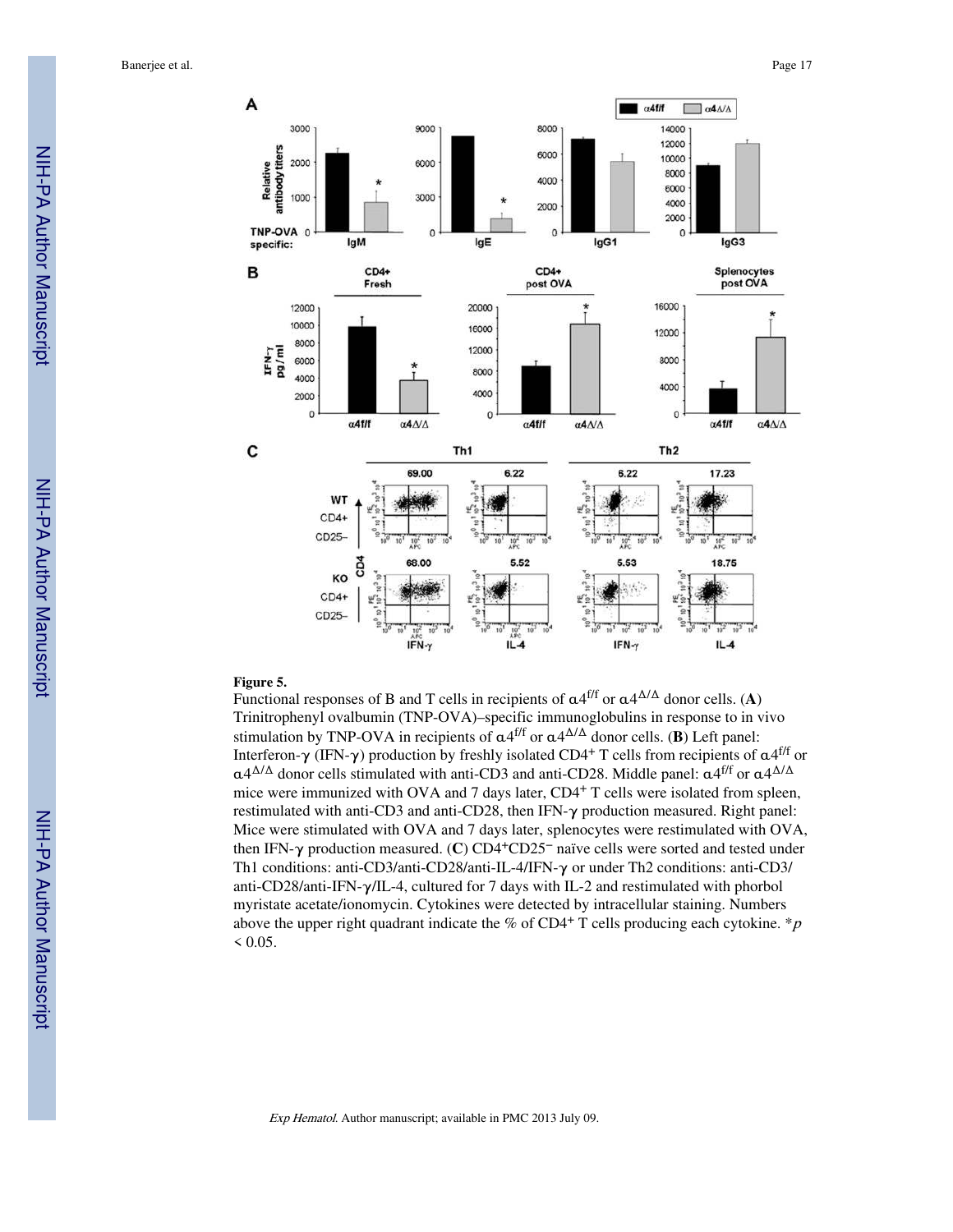**Figure 5.**

Functional responses of B and T cells in recipients of $\alpha 4^{f/f}$ or $\alpha 4^{\Delta/\Delta}$ donor cells. (**A**) Trinitrophenyl ovalbumin (TNP-OVA)–specific immunoglobulins in response to in vivo stimulation by TNP-OVA in recipients of $\alpha 4^{f/f}$ or $\alpha 4^{\Delta/\Delta}$ donor cells. (**B**) Left panel: Interferon-γ (IFN-γ) production by freshly isolated $CD4^+$ T cells from recipients of $\alpha 4^{f/f}$ or $\alpha 4^{\Delta/\Delta}$ donor cells stimulated with anti-CD3 and anti-CD28. Middle panel: $\alpha 4^{f/f}$ or $\alpha 4^{\Delta/\Delta}$ mice were immunized with OVA and 7 days later, $CD4^+$ T cells were isolated from spleen, restimulated with anti-CD3 and anti-CD28, then IFN-γ production measured. Right panel: Mice were stimulated with OVA and 7 days later, splenocytes were restimulated with OVA, then IFN-γ production measured. (**C**) $CD4^+CD25^-$ naïve cells were sorted and tested under Th1 conditions: anti-CD3/anti-CD28/anti-IL-4/IFN-γ or under Th2 conditions: anti-CD3/anti-CD28/anti-IFN-γ/IL-4, cultured for 7 days with IL-2 and restimulated with phorbol myristate acetate/ionomycin. Cytokines were detected by intracellular staining. Numbers above the upper right quadrant indicate the % of $CD4^+$ T cells producing each cytokine. *$p < 0.05$.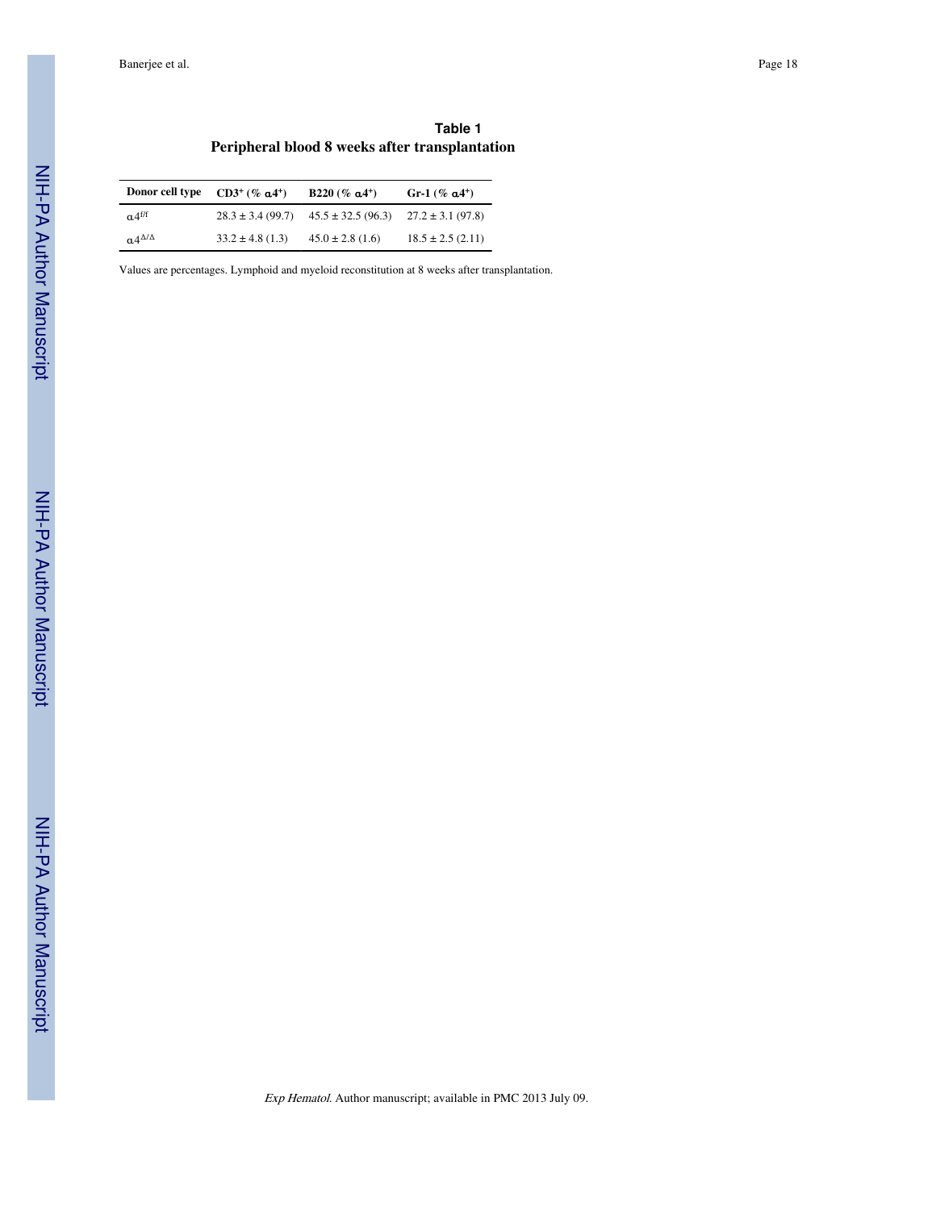## Table 1

**Peripheral blood 8 weeks after transplantation**

| Donor cell type | $CD3^{+}$ (% $\alpha4^{+}$) | B220 (% $\alpha4^{+}$) | Gr-1 (% $\alpha4^{+}$) |
|---|---|---|---|
| $\alpha4^{f/f}$ | 28.3 ± 3.4 (99.7) | 45.5 ± 32.5 (96.3) | 27.2 ± 3.1 (97.8) |
| $\alpha4^{\Delta/\Delta}$ | 33.2 ± 4.8 (1.3) | 45.0 ± 2.8 (1.6) | 18.5 ± 2.5 (2.11) |

Values are percentages. Lymphoid and myeloid reconstitution at 8 weeks after transplantation.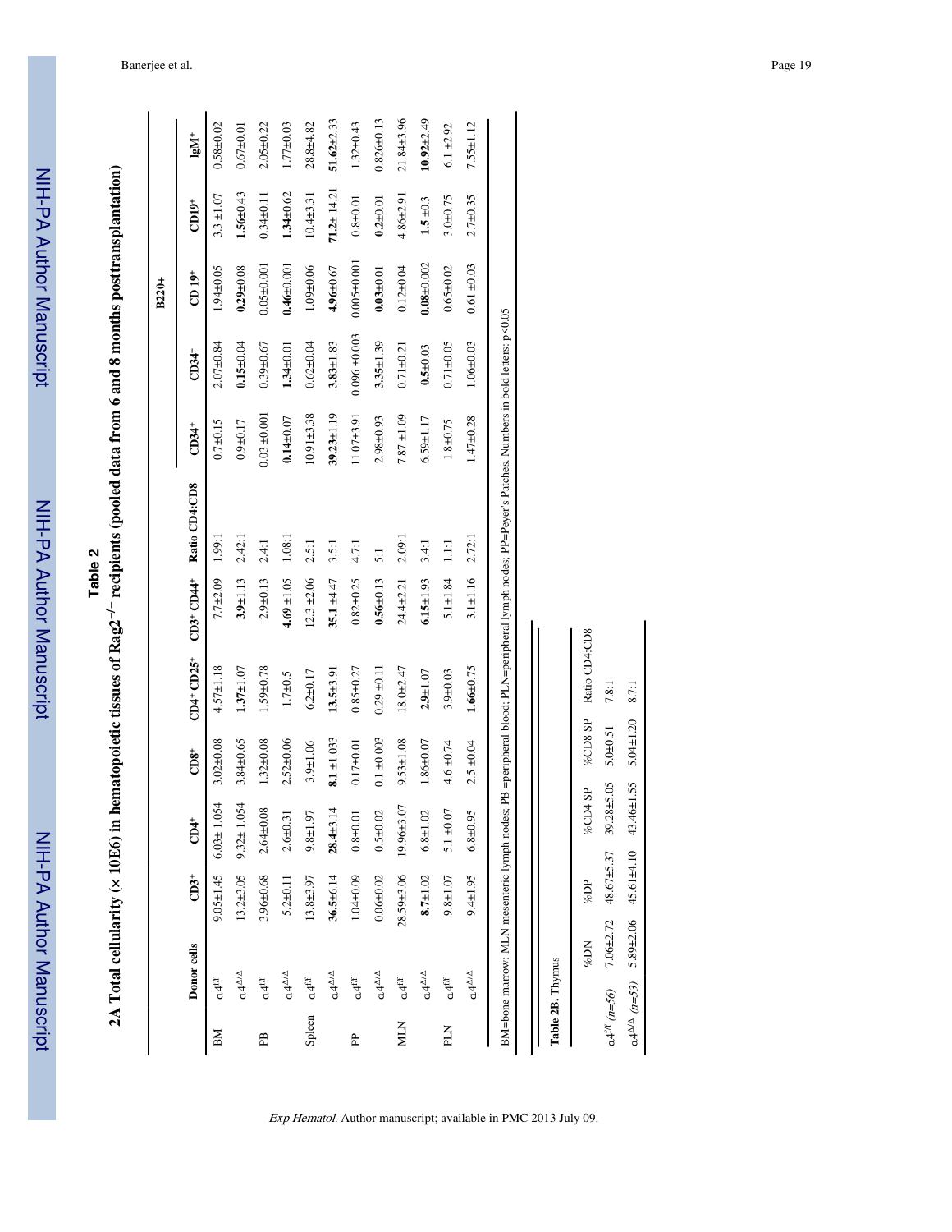# Table 2

**2A Total cellularity (× 10E6) in hematopoietic tissues of $Rag2^{-/-}$ recipients (pooled data from 6 and 8 months posttransplantation)**

| | Donor cells | $CD3^+$ | $CD4^+$ | $CD8^+$ | $CD4^+ CD25^+$ | $CD3^+ CD44^+$ | Ratio CD4:CD8 | B220+ | | | | |
|---|---|---|---|---|---|---|---|---|---|---|---|---|
| | | | | | | | | $CD34^+$ | $CD34^-$ | CD $19^+$ | $CD19^+$ | $IgM^+$ |
| BM | $\alpha 4^{f/f}$ | 9.05±1.45 | 6.03± 1.054 | 3.02±0.08 | 4.57±1.18 | 7.7±2.09 | 1.99:1 | 0.7±0.15 | 2.07±0.84 | 1.94±0.05 | 3.3 ±1.07 | 0.58±0.02 |
| | $\alpha 4^{\Delta/\Delta}$ | 13.2±3.05 | 9.32± 1.054 | 3.84±0.65 | **1.37**±1.07 | **3.9**±1.13 | 2.42:1 | 0.9±0.17 | **0.15**±0.04 | **0.29**±0.08 | **1.56**±0.43 | 0.67±0.01 |
| PB | $\alpha 4^{f/f}$ | 3.96±0.68 | 2.64±0.08 | 1.32±0.08 | 1.59±0.78 | 2.9±0.13 | 2.4:1 | 0.03 ±0.001 | 0.39±0.67 | 0.05±0.001 | 0.34±0.11 | 2.05±0.22 |
| | $\alpha 4^{\Delta/\Delta}$ | 5.2±0.11 | 2.6±0.31 | 2.52±0.06 | 1.7±0.5 | **4.69** ±1.05 | 1.08:1 | **0.14**±0.07 | **1.34**±0.01 | **0.46**±0.001 | **1.34**±0.62 | 1.77±0.03 |
| Spleen | $\alpha 4^{f/f}$ | 13.8±3.97 | 9.8±1.97 | 3.9±1.06 | 6.2±0.17 | 12.3 ±2.06 | 2.5:1 | 10.91±3.38 | 0.62±0.04 | 1.09±0.06 | 10.4±3.31 | 28.8±4.82 |
| | $\alpha 4^{\Delta/\Delta}$ | **36.5**±6.14 | **28.4**±3.14 | **8.1** ±1.033 | **13.5**±3.91 | **35.1** ±4.47 | 3.5:1 | **39.23**±1.19 | **3.83**±1.83 | **4.96**±0.67 | **71.2**± 14.21 | **51.62**±2.33 |
| PP | $\alpha 4^{f/f}$ | 1.04±0.09 | 0.8±0.01 | 0.17±0.01 | 0.85±0.27 | 0.82±0.25 | 4.7:1 | 11.07±3.91 | 0.096 ±0.003 | 0.005±0.001 | 0.8±0.01 | 1.32±0.43 |
| | $\alpha 4^{\Delta/\Delta}$ | 0.06±0.02 | 0.5±0.02 | 0.1 ±0.003 | 0.29 ±0.11 | **0.56**±0.13 | 5:1 | 2.98±0.93 | **3.35**±1.39 | **0.03**±0.01 | **0.2**±0.01 | 0.826±0.13 |
| MLN | $\alpha 4^{f/f}$ | 28.59±3.06 | 19.96±3.07 | 9.53±1.08 | 18.0±2.47 | 24.4±2.21 | 2.09:1 | 7.87 ±1.09 | 0.71±0.21 | 0.12±0.04 | 4.86±2.91 | 21.84±3.96 |
| | $\alpha 4^{\Delta/\Delta}$ | **8.7**±1.02 | 6.8±1.02 | 1.86±0.07 | **2.9**±1.07 | **6.15**±1.93 | 3.4:1 | 6.59±1.17 | **0.5**±0.03 | **0.08**±0.002 | **1.5** ±0.3 | **10.92**±2.49 |
| PLN | $\alpha 4^{f/f}$ | 9.8±1.07 | 5.1 ±0.07 | 4.6 ±0.74 | 3.9±0.03 | 5.1±1.84 | 1.1:1 | 1.8±0.75 | 0.71±0.05 | 0.65±0.02 | 3.0±0.75 | 6.1 ±2.92 |
| | $\alpha 4^{\Delta/\Delta}$ | 9.4±1.95 | 6.8±0.95 | 2.5 ±0.04 | **1.66**±0.75 | 3.1±1.16 | 2.72:1 | 1.47±0.28 | 1.06±0.03 | 0.61 ±0.03 | 2.7±0.35 | 7.55±1.12 |

BM=bone marrow; MLN mesenteric lymph nodes; PB =peripheral blood; PLN=peripheral lymph nodes; PP=Peyer's Patches. Numbers in bold letters: $p<0.05$

**Table 2B.** Thymus

| | %DN | %DP | %CD4 SP | %CD8 SP | Ratio CD4:CD8 |
|---|---|---|---|---|---|
| $\alpha 4^{f/f}$ (n=56) | 7.06±2.72 | 48.67±5.37 | 39.28±5.05 | 5.0±0.51 | 7.8:1 |
| $\alpha 4^{\Delta/\Delta}$ (n=53) | 5.89±2.06 | 45.61±4.10 | 43.46±1.55 | 5.04±1.20 | 8.7:1 |